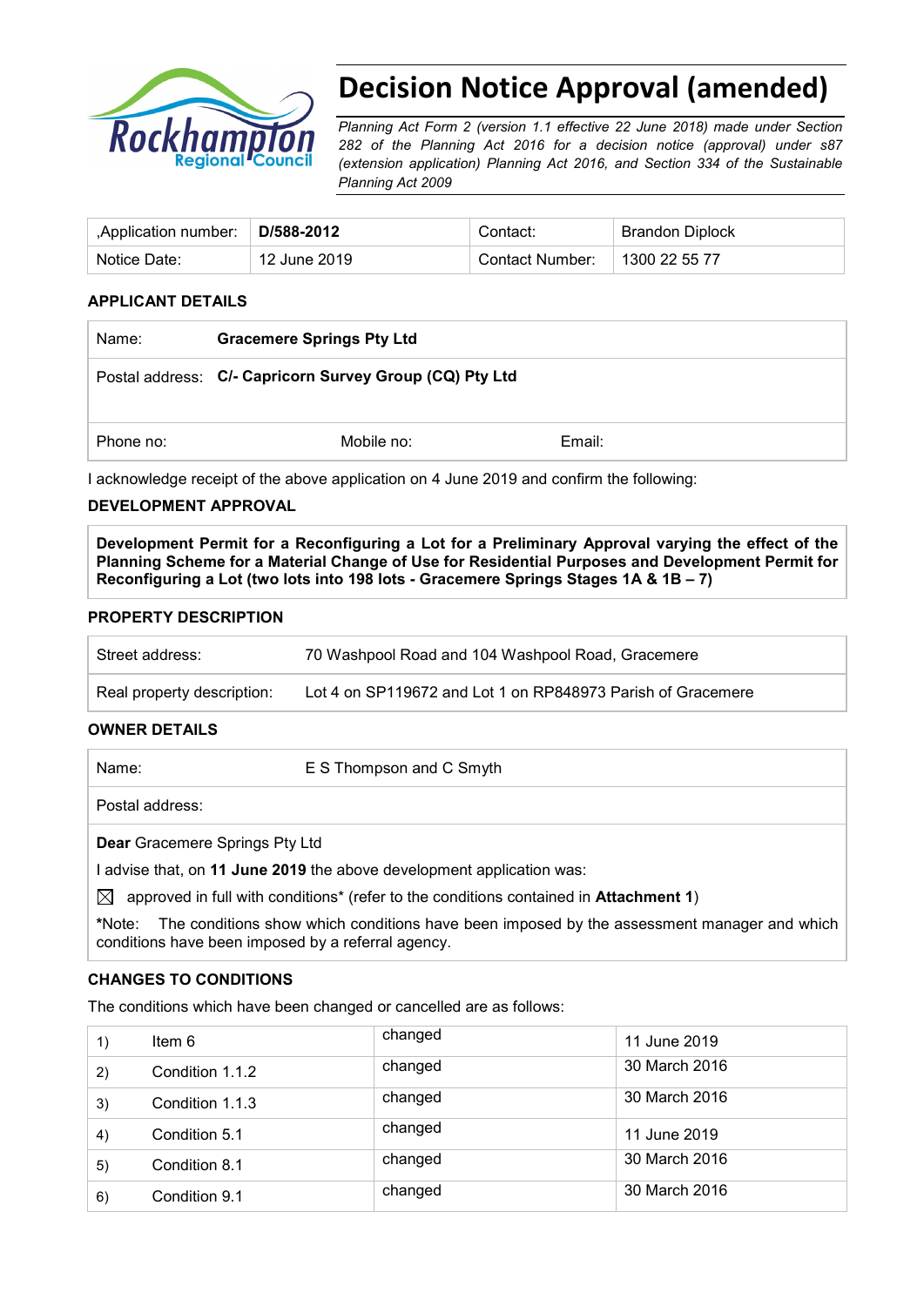# Decision Notice Approval (amended)

*Planning Act Form 2 (version 1.1 effective 22 June 2018) made under Section 282 of the Planning Act 2016 for a decision notice (approval) under s87 (extension application) Planning Act 2016, and Section 334 of the Sustainable Planning Act 2009*

| ,Application number: | **D/588-2012** | Contact: | Brandon Diplock |
|---|---|---|---|
| Notice Date: | 12 June 2019 | Contact Number: | 1300 22 55 77 |

## APPLICANT DETAILS

| Name: | **Gracemere Springs Pty Ltd** | |
|---|---|---|
| Postal address: | **C/- Capricorn Survey Group (CQ) Pty Ltd** | |
| Phone no: | Mobile no: | Email: |

I acknowledge receipt of the above application on 4 June 2019 and confirm the following:

## DEVELOPMENT APPROVAL

**Development Permit for a Reconfiguring a Lot for a Preliminary Approval varying the effect of the Planning Scheme for a Material Change of Use for Residential Purposes and Development Permit for Reconfiguring a Lot (two lots into 198 lots - Gracemere Springs Stages 1A & 1B – 7)**

## PROPERTY DESCRIPTION

| Street address: | 70 Washpool Road and 104 Washpool Road, Gracemere |
|---|---|
| Real property description: | Lot 4 on SP119672 and Lot 1 on RP848973 Parish of Gracemere |

## OWNER DETAILS

| Name: | E S Thompson and C Smyth |
|---|---|
| Postal address: | |

**Dear** Gracemere Springs Pty Ltd

I advise that, on **11 June 2019** the above development application was:

☒ approved in full with conditions* (refer to the conditions contained in **Attachment 1**)

*Note: The conditions show which conditions have been imposed by the assessment manager and which conditions have been imposed by a referral agency.

## CHANGES TO CONDITIONS

The conditions which have been changed or cancelled are as follows:

| | | | |
|---|---|---|---|
| 1) | Item 6 | changed | 11 June 2019 |
| 2) | Condition 1.1.2 | changed | 30 March 2016 |
| 3) | Condition 1.1.3 | changed | 30 March 2016 |
| 4) | Condition 5.1 | changed | 11 June 2019 |
| 5) | Condition 8.1 | changed | 30 March 2016 |
| 6) | Condition 9.1 | changed | 30 March 2016 |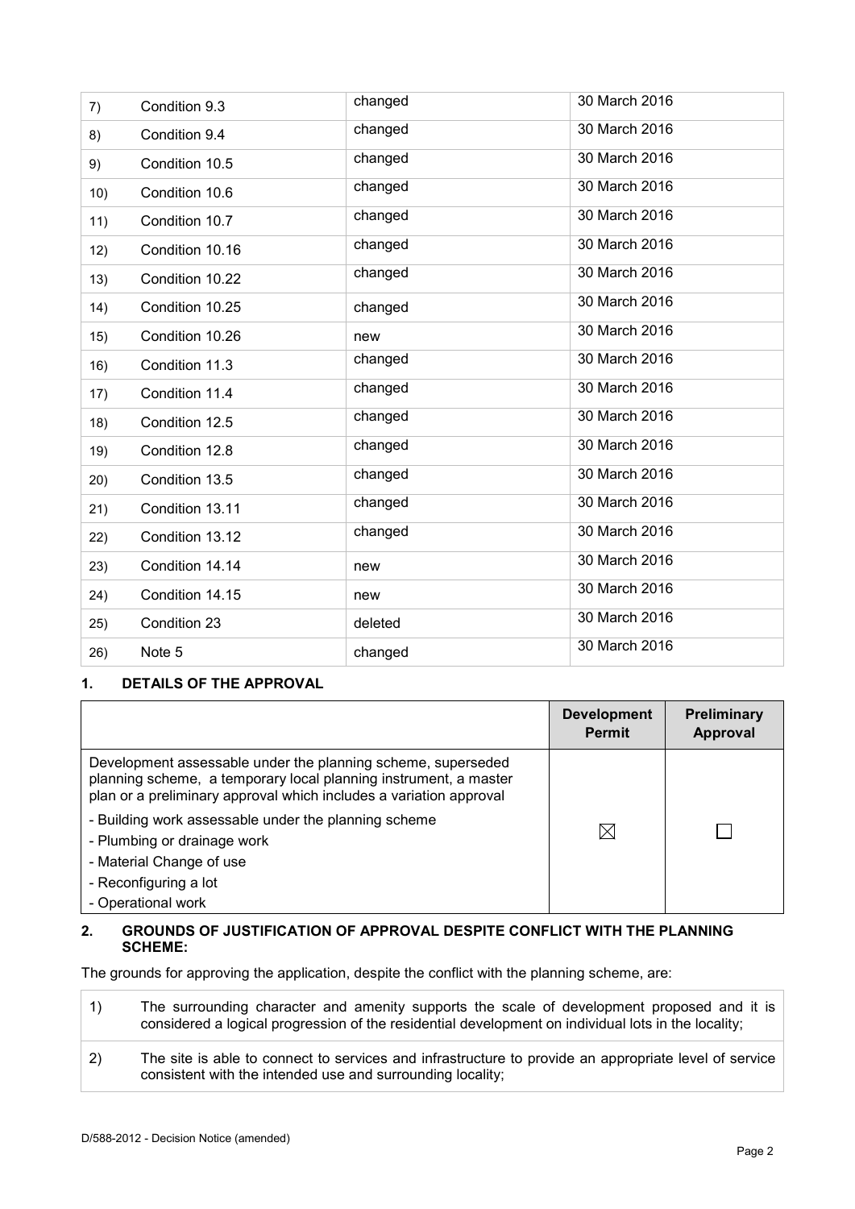| | | | |
|---|---|---|---|
| 7) | Condition 9.3 | changed | 30 March 2016 |
| 8) | Condition 9.4 | changed | 30 March 2016 |
| 9) | Condition 10.5 | changed | 30 March 2016 |
| 10) | Condition 10.6 | changed | 30 March 2016 |
| 11) | Condition 10.7 | changed | 30 March 2016 |
| 12) | Condition 10.16 | changed | 30 March 2016 |
| 13) | Condition 10.22 | changed | 30 March 2016 |
| 14) | Condition 10.25 | changed | 30 March 2016 |
| 15) | Condition 10.26 | new | 30 March 2016 |
| 16) | Condition 11.3 | changed | 30 March 2016 |
| 17) | Condition 11.4 | changed | 30 March 2016 |
| 18) | Condition 12.5 | changed | 30 March 2016 |
| 19) | Condition 12.8 | changed | 30 March 2016 |
| 20) | Condition 13.5 | changed | 30 March 2016 |
| 21) | Condition 13.11 | changed | 30 March 2016 |
| 22) | Condition 13.12 | changed | 30 March 2016 |
| 23) | Condition 14.14 | new | 30 March 2016 |
| 24) | Condition 14.15 | new | 30 March 2016 |
| 25) | Condition 23 | deleted | 30 March 2016 |
| 26) | Note 5 | changed | 30 March 2016 |

## 1. DETAILS OF THE APPROVAL

| | **Development Permit** | **Preliminary Approval** |
|---|---|---|
| Development assessable under the planning scheme, superseded planning scheme, a temporary local planning instrument, a master plan or a preliminary approval which includes a variation approval<br>- Building work assessable under the planning scheme<br>- Plumbing or drainage work<br>- Material Change of use<br>- Reconfiguring a lot<br>- Operational work | ☒ | ☐ |

## 2. GROUNDS OF JUSTIFICATION OF APPROVAL DESPITE CONFLICT WITH THE PLANNING SCHEME:

The grounds for approving the application, despite the conflict with the planning scheme, are:

| | |
|---|---|
| 1) | The surrounding character and amenity supports the scale of development proposed and it is considered a logical progression of the residential development on individual lots in the locality; |
| 2) | The site is able to connect to services and infrastructure to provide an appropriate level of service consistent with the intended use and surrounding locality; |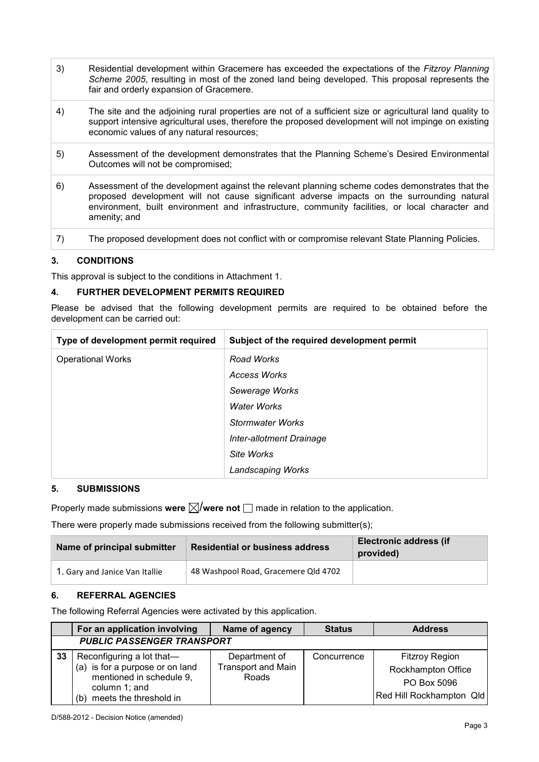| | |
|---|---|
| 3) | Residential development within Gracemere has exceeded the expectations of the *Fitzroy Planning Scheme 2005*, resulting in most of the zoned land being developed. This proposal represents the fair and orderly expansion of Gracemere. |
| 4) | The site and the adjoining rural properties are not of a sufficient size or agricultural land quality to support intensive agricultural uses, therefore the proposed development will not impinge on existing economic values of any natural resources; |
| 5) | Assessment of the development demonstrates that the Planning Scheme's Desired Environmental Outcomes will not be compromised; |
| 6) | Assessment of the development against the relevant planning scheme codes demonstrates that the proposed development will not cause significant adverse impacts on the surrounding natural environment, built environment and infrastructure, community facilities, or local character and amenity; and |
| 7) | The proposed development does not conflict with or compromise relevant State Planning Policies. |

## 3. CONDITIONS

This approval is subject to the conditions in Attachment 1.

## 4. FURTHER DEVELOPMENT PERMITS REQUIRED

Please be advised that the following development permits are required to be obtained before the development can be carried out:

| Type of development permit required | Subject of the required development permit |
|---|---|
| Operational Works | *Road Works*<br>*Access Works*<br>*Sewerage Works*<br>*Water Works*<br>*Stormwater Works*<br>*Inter-allotment Drainage*<br>*Site Works*<br>*Landscaping Works* |

## 5. SUBMISSIONS

Properly made submissions **were** ☒/**were not** ☐ made in relation to the application.

There were properly made submissions received from the following submitter(s);

| Name of principal submitter | Residential or business address | Electronic address (if provided) |
|---|---|---|
| 1. Gary and Janice Van Itallie | 48 Washpool Road, Gracemere Qld 4702 | |

## 6. REFERRAL AGENCIES

The following Referral Agencies were activated by this application.

| | For an application involving | Name of agency | Status | Address |
|---|---|---|---|---|
| | ***PUBLIC PASSENGER TRANSPORT*** | | | |
| 33 | Reconfiguring a lot that—<br>(a) is for a purpose or on land mentioned in schedule 9, column 1; and<br>(b) meets the threshold in | Department of Transport and Main Roads | Concurrence | Fitzroy Region<br>Rockhampton Office<br>PO Box 5096<br>Red Hill Rockhampton Qld |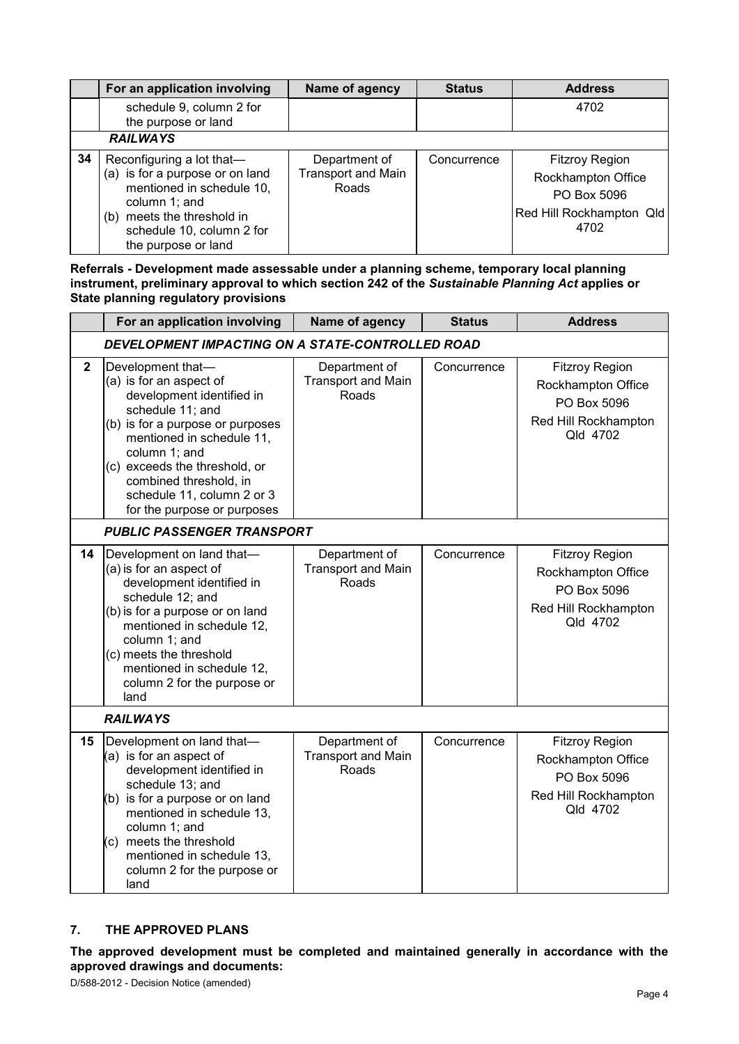|  | For an application involving | Name of agency | Status | Address |
|---|---|---|---|---|
|  | schedule 9, column 2 for the purpose or land |  |  | 4702 |
|  | ***RAILWAYS*** |  |  |  |
| 34 | Reconfiguring a lot that—<br>(a) is for a purpose or on land mentioned in schedule 10, column 1; and<br>(b) meets the threshold in schedule 10, column 2 for the purpose or land | Department of Transport and Main Roads | Concurrence | Fitzroy Region<br>Rockhampton Office<br>PO Box 5096<br>Red Hill Rockhampton Qld 4702 |

**Referrals - Development made assessable under a planning scheme, temporary local planning instrument, preliminary approval to which section 242 of the *Sustainable Planning Act* applies or State planning regulatory provisions**

|  | For an application involving | Name of agency | Status | Address |
|---|---|---|---|---|
|  | ***DEVELOPMENT IMPACTING ON A STATE-CONTROLLED ROAD*** |  |  |  |
| 2 | Development that—<br>(a) is for an aspect of development identified in schedule 11; and<br>(b) is for a purpose or purposes mentioned in schedule 11, column 1; and<br>(c) exceeds the threshold, or combined threshold, in schedule 11, column 2 or 3 for the purpose or purposes | Department of Transport and Main Roads | Concurrence | Fitzroy Region<br>Rockhampton Office<br>PO Box 5096<br>Red Hill Rockhampton Qld 4702 |
|  | ***PUBLIC PASSENGER TRANSPORT*** |  |  |  |
| 14 | Development on land that—<br>(a) is for an aspect of development identified in schedule 12; and<br>(b) is for a purpose or on land mentioned in schedule 12, column 1; and<br>(c) meets the threshold mentioned in schedule 12, column 2 for the purpose or land | Department of Transport and Main Roads | Concurrence | Fitzroy Region<br>Rockhampton Office<br>PO Box 5096<br>Red Hill Rockhampton Qld 4702 |
|  | ***RAILWAYS*** |  |  |  |
| 15 | Development on land that—<br>(a) is for an aspect of development identified in schedule 13; and<br>(b) is for a purpose or on land mentioned in schedule 13, column 1; and<br>(c) meets the threshold mentioned in schedule 13, column 2 for the purpose or land | Department of Transport and Main Roads | Concurrence | Fitzroy Region<br>Rockhampton Office<br>PO Box 5096<br>Red Hill Rockhampton Qld 4702 |

## 7. THE APPROVED PLANS

**The approved development must be completed and maintained generally in accordance with the approved drawings and documents:**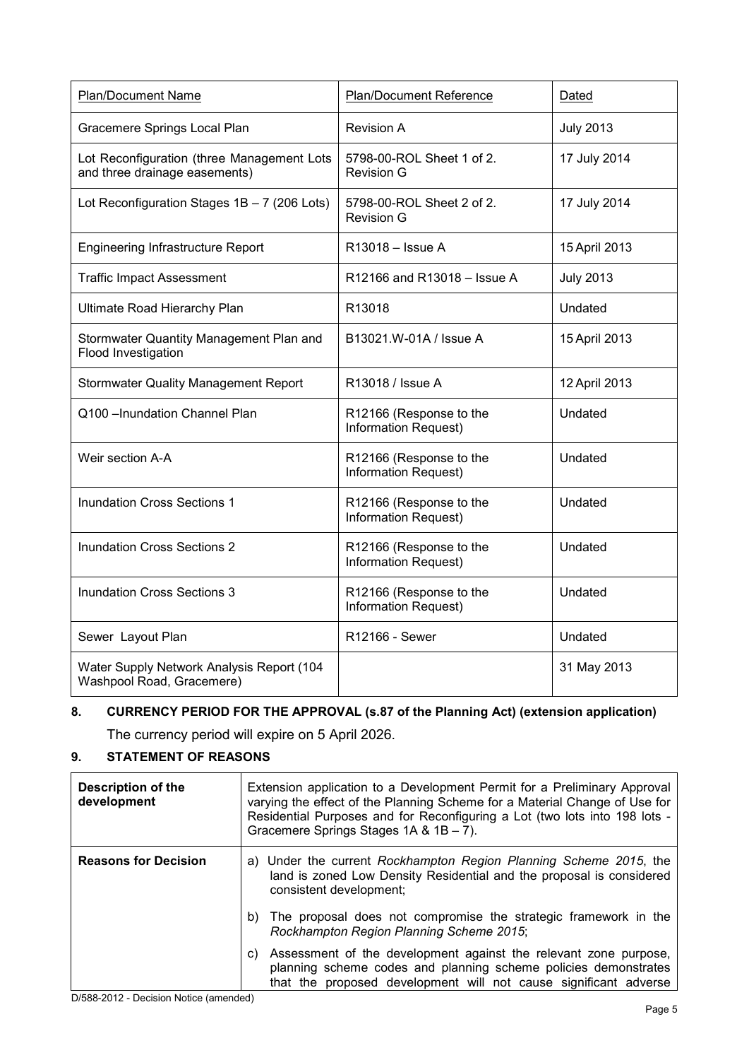| Plan/Document Name | Plan/Document Reference | Dated |
|---|---|---|
| Gracemere Springs Local Plan | Revision A | July 2013 |
| Lot Reconfiguration (three Management Lots and three drainage easements) | 5798-00-ROL Sheet 1 of 2. Revision G | 17 July 2014 |
| Lot Reconfiguration Stages 1B – 7 (206 Lots) | 5798-00-ROL Sheet 2 of 2. Revision G | 17 July 2014 |
| Engineering Infrastructure Report | R13018 – Issue A | 15 April 2013 |
| Traffic Impact Assessment | R12166 and R13018 – Issue A | July 2013 |
| Ultimate Road Hierarchy Plan | R13018 | Undated |
| Stormwater Quantity Management Plan and Flood Investigation | B13021.W-01A / Issue A | 15 April 2013 |
| Stormwater Quality Management Report | R13018 / Issue A | 12 April 2013 |
| Q100 –Inundation Channel Plan | R12166 (Response to the Information Request) | Undated |
| Weir section A-A | R12166 (Response to the Information Request) | Undated |
| Inundation Cross Sections 1 | R12166 (Response to the Information Request) | Undated |
| Inundation Cross Sections 2 | R12166 (Response to the Information Request) | Undated |
| Inundation Cross Sections 3 | R12166 (Response to the Information Request) | Undated |
| Sewer Layout Plan | R12166 - Sewer | Undated |
| Water Supply Network Analysis Report (104 Washpool Road, Gracemere) | | 31 May 2013 |

## 8. CURRENCY PERIOD FOR THE APPROVAL (s.87 of the Planning Act) (extension application)

The currency period will expire on 5 April 2026.

## 9. STATEMENT OF REASONS

| **Description of the development** | Extension application to a Development Permit for a Preliminary Approval varying the effect of the Planning Scheme for a Material Change of Use for Residential Purposes and for Reconfiguring a Lot (two lots into 198 lots - Gracemere Springs Stages 1A & 1B – 7). |
|---|---|
| **Reasons for Decision** | a) Under the current *Rockhampton Region Planning Scheme 2015*, the land is zoned Low Density Residential and the proposal is considered consistent development;<br>b) The proposal does not compromise the strategic framework in the *Rockhampton Region Planning Scheme 2015*;<br>c) Assessment of the development against the relevant zone purpose, planning scheme codes and planning scheme policies demonstrates that the proposed development will not cause significant adverse |

D/588-2012 - Decision Notice (amended)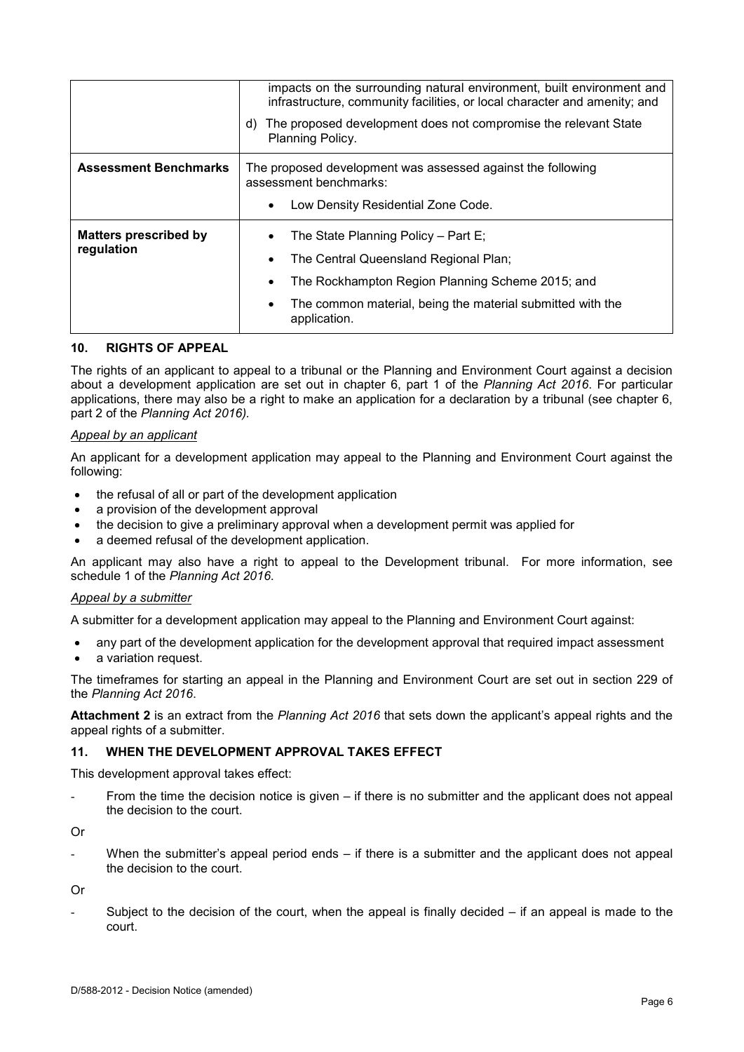| | |
|---|---|
| | impacts on the surrounding natural environment, built environment and infrastructure, community facilities, or local character and amenity; and<br>d) The proposed development does not compromise the relevant State Planning Policy. |
| **Assessment Benchmarks** | The proposed development was assessed against the following assessment benchmarks:<br>• Low Density Residential Zone Code. |
| **Matters prescribed by regulation** | • The State Planning Policy – Part E;<br>• The Central Queensland Regional Plan;<br>• The Rockhampton Region Planning Scheme 2015; and<br>• The common material, being the material submitted with the application. |

## 10. RIGHTS OF APPEAL

The rights of an applicant to appeal to a tribunal or the Planning and Environment Court against a decision about a development application are set out in chapter 6, part 1 of the *Planning Act 2016*. For particular applications, there may also be a right to make an application for a declaration by a tribunal (see chapter 6, part 2 of the *Planning Act 2016)*.

*Appeal by an applicant*

An applicant for a development application may appeal to the Planning and Environment Court against the following:

- the refusal of all or part of the development application
- a provision of the development approval
- the decision to give a preliminary approval when a development permit was applied for
- a deemed refusal of the development application.

An applicant may also have a right to appeal to the Development tribunal. For more information, see schedule 1 of the *Planning Act 2016*.

*Appeal by a submitter*

A submitter for a development application may appeal to the Planning and Environment Court against:

- any part of the development application for the development approval that required impact assessment
- a variation request.

The timeframes for starting an appeal in the Planning and Environment Court are set out in section 229 of the *Planning Act 2016*.

**Attachment 2** is an extract from the *Planning Act 2016* that sets down the applicant's appeal rights and the appeal rights of a submitter.

## 11. WHEN THE DEVELOPMENT APPROVAL TAKES EFFECT

This development approval takes effect:

- From the time the decision notice is given – if there is no submitter and the applicant does not appeal the decision to the court.

Or

- When the submitter's appeal period ends – if there is a submitter and the applicant does not appeal the decision to the court.

Or

- Subject to the decision of the court, when the appeal is finally decided – if an appeal is made to the court.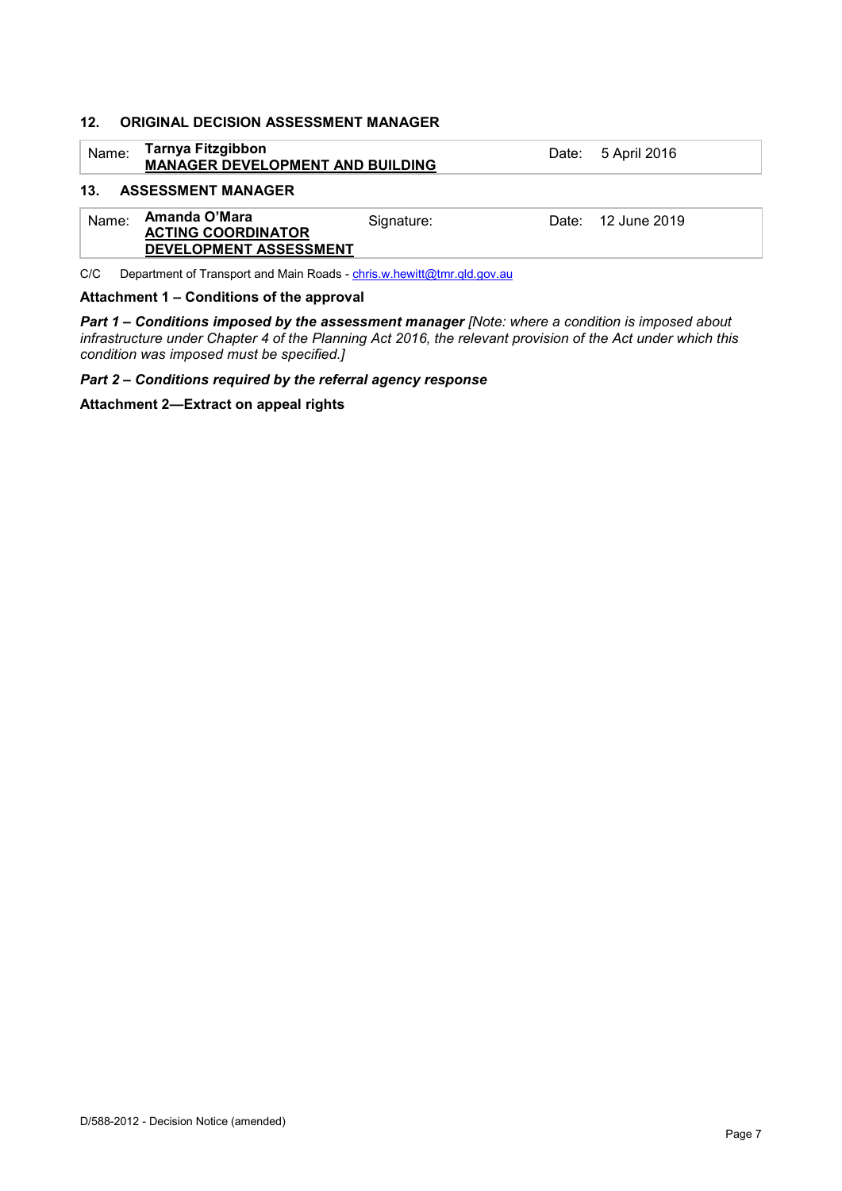## 12. ORIGINAL DECISION ASSESSMENT MANAGER

| Name: | **Tarnya Fitzgibbon**<br>**MANAGER DEVELOPMENT AND BUILDING** | Date: | 5 April 2016 |
|---|---|---|---|

## 13. ASSESSMENT MANAGER

| Name: | **Amanda O'Mara**<br>**ACTING COORDINATOR DEVELOPMENT ASSESSMENT** | Signature: | Date: | 12 June 2019 |
|---|---|---|---|---|

C/C Department of Transport and Main Roads - chris.w.hewitt@tmr.qld.gov.au

**Attachment 1 – Conditions of the approval**

***Part 1 – Conditions imposed by the assessment manager*** *[Note: where a condition is imposed about infrastructure under Chapter 4 of the Planning Act 2016, the relevant provision of the Act under which this condition was imposed must be specified.]*

***Part 2 – Conditions required by the referral agency response***

**Attachment 2—Extract on appeal rights**

D/588-2012 - Decision Notice (amended)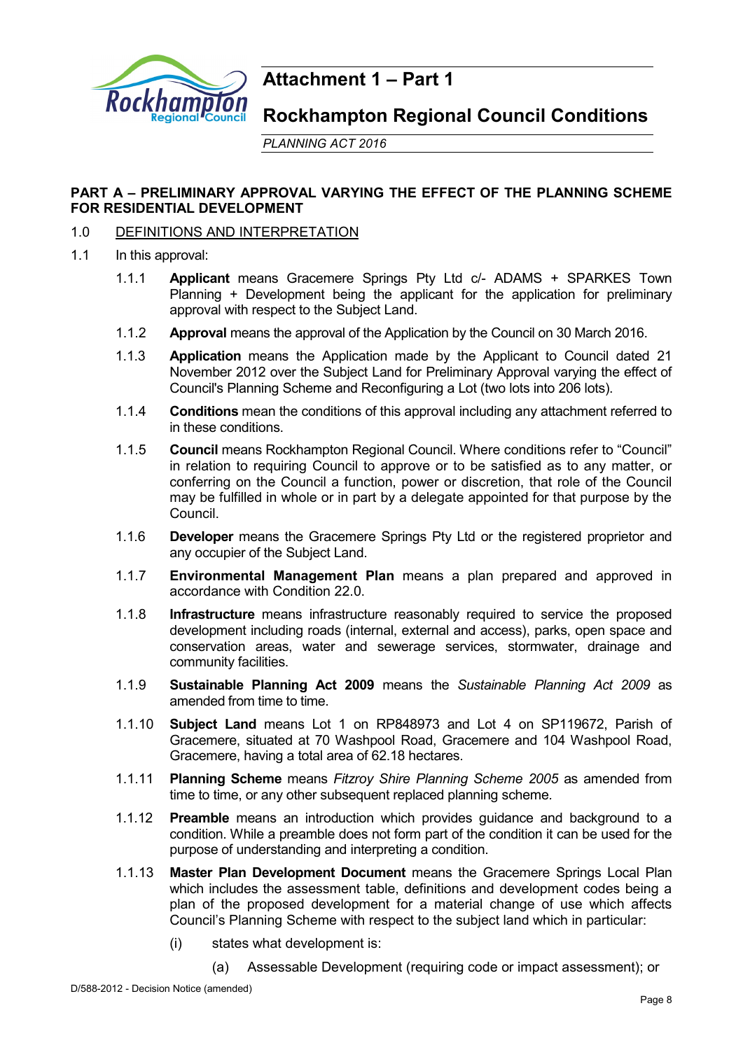# Attachment 1 – Part 1

# Rockhampton Regional Council Conditions

*PLANNING ACT 2016*

## PART A – PRELIMINARY APPROVAL VARYING THE EFFECT OF THE PLANNING SCHEME FOR RESIDENTIAL DEVELOPMENT

1.0 DEFINITIONS AND INTERPRETATION

1.1 In this approval:

1.1.1 **Applicant** means Gracemere Springs Pty Ltd c/- ADAMS + SPARKES Town Planning + Development being the applicant for the application for preliminary approval with respect to the Subject Land.

1.1.2 **Approval** means the approval of the Application by the Council on 30 March 2016.

1.1.3 **Application** means the Application made by the Applicant to Council dated 21 November 2012 over the Subject Land for Preliminary Approval varying the effect of Council's Planning Scheme and Reconfiguring a Lot (two lots into 206 lots).

1.1.4 **Conditions** mean the conditions of this approval including any attachment referred to in these conditions.

1.1.5 **Council** means Rockhampton Regional Council. Where conditions refer to "Council" in relation to requiring Council to approve or to be satisfied as to any matter, or conferring on the Council a function, power or discretion, that role of the Council may be fulfilled in whole or in part by a delegate appointed for that purpose by the Council.

1.1.6 **Developer** means the Gracemere Springs Pty Ltd or the registered proprietor and any occupier of the Subject Land.

1.1.7 **Environmental Management Plan** means a plan prepared and approved in accordance with Condition 22.0.

1.1.8 **Infrastructure** means infrastructure reasonably required to service the proposed development including roads (internal, external and access), parks, open space and conservation areas, water and sewerage services, stormwater, drainage and community facilities.

1.1.9 **Sustainable Planning Act 2009** means the *Sustainable Planning Act 2009* as amended from time to time.

1.1.10 **Subject Land** means Lot 1 on RP848973 and Lot 4 on SP119672, Parish of Gracemere, situated at 70 Washpool Road, Gracemere and 104 Washpool Road, Gracemere, having a total area of 62.18 hectares.

1.1.11 **Planning Scheme** means *Fitzroy Shire Planning Scheme 2005* as amended from time to time, or any other subsequent replaced planning scheme.

1.1.12 **Preamble** means an introduction which provides guidance and background to a condition. While a preamble does not form part of the condition it can be used for the purpose of understanding and interpreting a condition.

1.1.13 **Master Plan Development Document** means the Gracemere Springs Local Plan which includes the assessment table, definitions and development codes being a plan of the proposed development for a material change of use which affects Council's Planning Scheme with respect to the subject land which in particular:

(i) states what development is:

(a) Assessable Development (requiring code or impact assessment); or

D/588-2012 - Decision Notice (amended)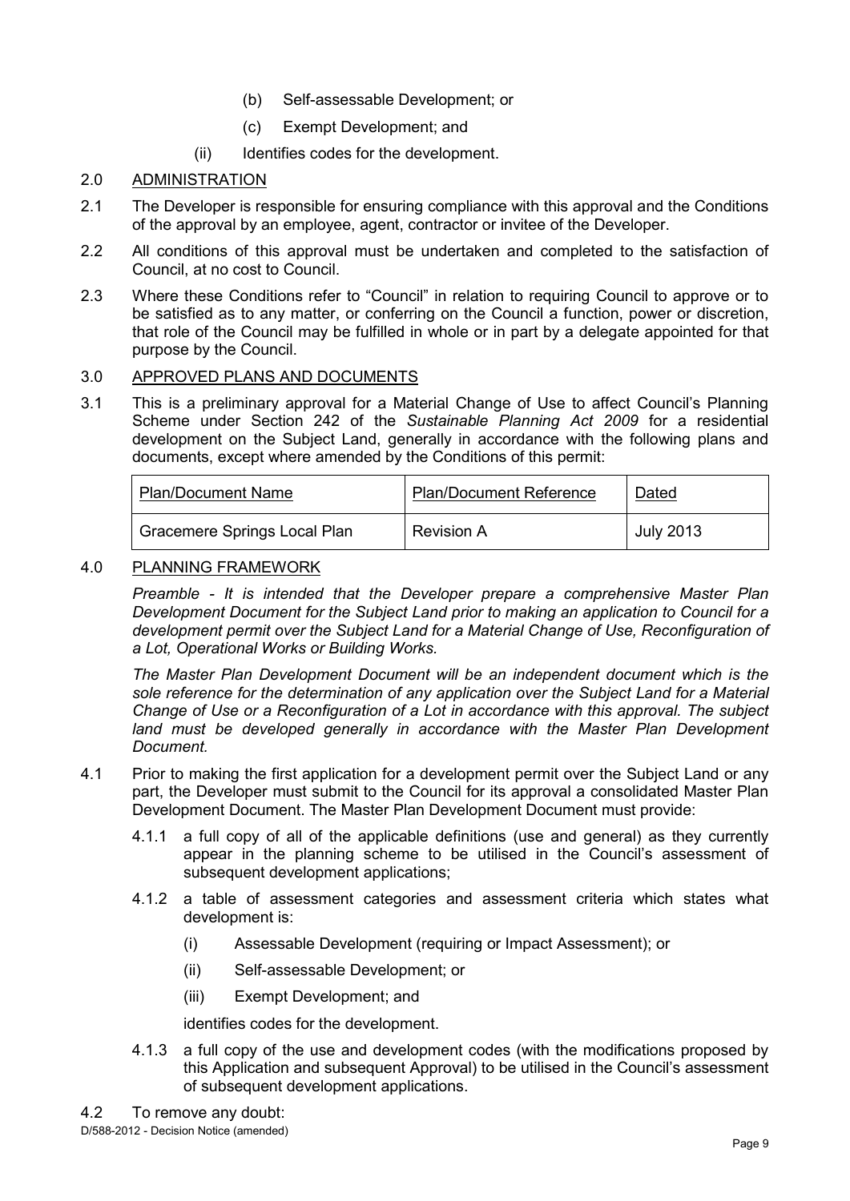(b) Self-assessable Development; or

(c) Exempt Development; and

(ii) Identifies codes for the development.

## 2.0 ADMINISTRATION

2.1 The Developer is responsible for ensuring compliance with this approval and the Conditions of the approval by an employee, agent, contractor or invitee of the Developer.

2.2 All conditions of this approval must be undertaken and completed to the satisfaction of Council, at no cost to Council.

2.3 Where these Conditions refer to "Council" in relation to requiring Council to approve or to be satisfied as to any matter, or conferring on the Council a function, power or discretion, that role of the Council may be fulfilled in whole or in part by a delegate appointed for that purpose by the Council.

## 3.0 APPROVED PLANS AND DOCUMENTS

3.1 This is a preliminary approval for a Material Change of Use to affect Council's Planning Scheme under Section 242 of the *Sustainable Planning Act 2009* for a residential development on the Subject Land, generally in accordance with the following plans and documents, except where amended by the Conditions of this permit:

| Plan/Document Name | Plan/Document Reference | Dated |
| --- | --- | --- |
| Gracemere Springs Local Plan | Revision A | July 2013 |

## 4.0 PLANNING FRAMEWORK

*Preamble - It is intended that the Developer prepare a comprehensive Master Plan Development Document for the Subject Land prior to making an application to Council for a development permit over the Subject Land for a Material Change of Use, Reconfiguration of a Lot, Operational Works or Building Works.*

*The Master Plan Development Document will be an independent document which is the sole reference for the determination of any application over the Subject Land for a Material Change of Use or a Reconfiguration of a Lot in accordance with this approval. The subject land must be developed generally in accordance with the Master Plan Development Document.*

4.1 Prior to making the first application for a development permit over the Subject Land or any part, the Developer must submit to the Council for its approval a consolidated Master Plan Development Document. The Master Plan Development Document must provide:

4.1.1 a full copy of all of the applicable definitions (use and general) as they currently appear in the planning scheme to be utilised in the Council's assessment of subsequent development applications;

4.1.2 a table of assessment categories and assessment criteria which states what development is:

(i) Assessable Development (requiring or Impact Assessment); or

(ii) Self-assessable Development; or

(iii) Exempt Development; and

identifies codes for the development.

4.1.3 a full copy of the use and development codes (with the modifications proposed by this Application and subsequent Approval) to be utilised in the Council's assessment of subsequent development applications.

4.2 To remove any doubt: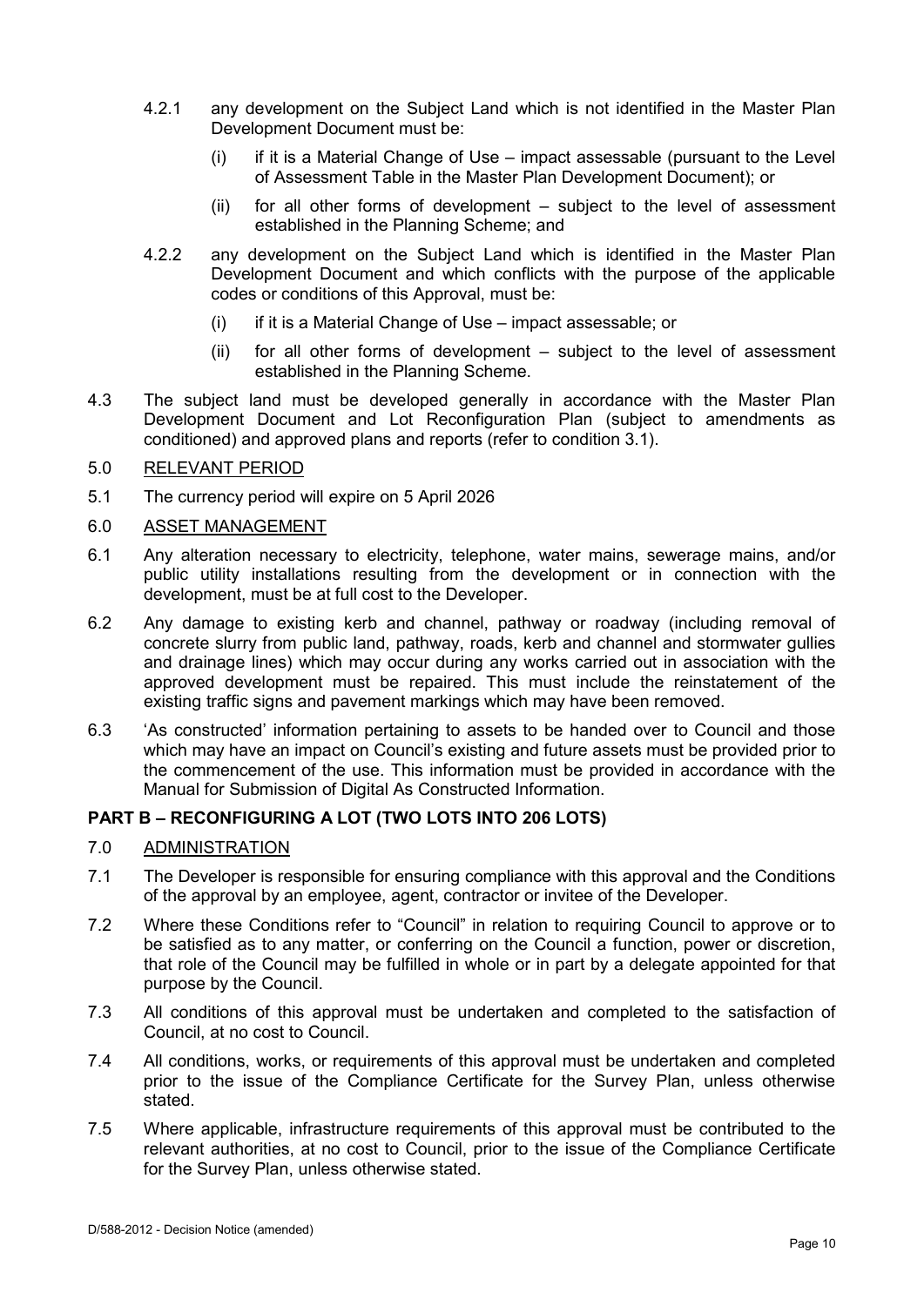4.2.1 any development on the Subject Land which is not identified in the Master Plan Development Document must be:

   (i) if it is a Material Change of Use – impact assessable (pursuant to the Level of Assessment Table in the Master Plan Development Document); or

   (ii) for all other forms of development – subject to the level of assessment established in the Planning Scheme; and

4.2.2 any development on the Subject Land which is identified in the Master Plan Development Document and which conflicts with the purpose of the applicable codes or conditions of this Approval, must be:

   (i) if it is a Material Change of Use – impact assessable; or

   (ii) for all other forms of development – subject to the level of assessment established in the Planning Scheme.

4.3 The subject land must be developed generally in accordance with the Master Plan Development Document and Lot Reconfiguration Plan (subject to amendments as conditioned) and approved plans and reports (refer to condition 3.1).

5.0 <u>RELEVANT PERIOD</u>

5.1 The currency period will expire on 5 April 2026

6.0 <u>ASSET MANAGEMENT</u>

6.1 Any alteration necessary to electricity, telephone, water mains, sewerage mains, and/or public utility installations resulting from the development or in connection with the development, must be at full cost to the Developer.

6.2 Any damage to existing kerb and channel, pathway or roadway (including removal of concrete slurry from public land, pathway, roads, kerb and channel and stormwater gullies and drainage lines) which may occur during any works carried out in association with the approved development must be repaired. This must include the reinstatement of the existing traffic signs and pavement markings which may have been removed.

6.3 'As constructed' information pertaining to assets to be handed over to Council and those which may have an impact on Council's existing and future assets must be provided prior to the commencement of the use. This information must be provided in accordance with the Manual for Submission of Digital As Constructed Information.

## PART B – RECONFIGURING A LOT (TWO LOTS INTO 206 LOTS)

7.0 <u>ADMINISTRATION</u>

7.1 The Developer is responsible for ensuring compliance with this approval and the Conditions of the approval by an employee, agent, contractor or invitee of the Developer.

7.2 Where these Conditions refer to "Council" in relation to requiring Council to approve or to be satisfied as to any matter, or conferring on the Council a function, power or discretion, that role of the Council may be fulfilled in whole or in part by a delegate appointed for that purpose by the Council.

7.3 All conditions of this approval must be undertaken and completed to the satisfaction of Council, at no cost to Council.

7.4 All conditions, works, or requirements of this approval must be undertaken and completed prior to the issue of the Compliance Certificate for the Survey Plan, unless otherwise stated.

7.5 Where applicable, infrastructure requirements of this approval must be contributed to the relevant authorities, at no cost to Council, prior to the issue of the Compliance Certificate for the Survey Plan, unless otherwise stated.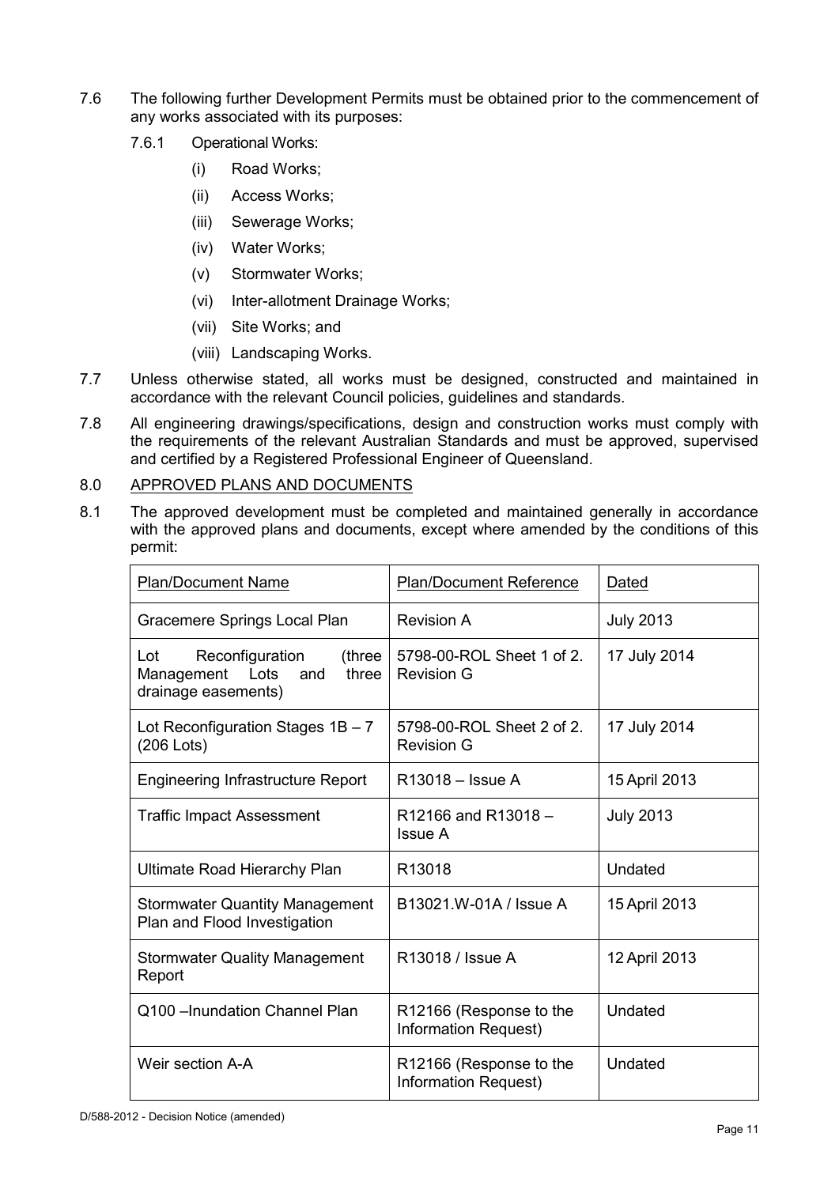7.6 The following further Development Permits must be obtained prior to the commencement of any works associated with its purposes:

7.6.1 Operational Works:

(i) Road Works;

(ii) Access Works;

(iii) Sewerage Works;

(iv) Water Works;

(v) Stormwater Works;

(vi) Inter-allotment Drainage Works;

(vii) Site Works; and

(viii) Landscaping Works.

7.7 Unless otherwise stated, all works must be designed, constructed and maintained in accordance with the relevant Council policies, guidelines and standards.

7.8 All engineering drawings/specifications, design and construction works must comply with the requirements of the relevant Australian Standards and must be approved, supervised and certified by a Registered Professional Engineer of Queensland.

8.0 APPROVED PLANS AND DOCUMENTS

8.1 The approved development must be completed and maintained generally in accordance with the approved plans and documents, except where amended by the conditions of this permit:

| Plan/Document Name | Plan/Document Reference | Dated |
|---|---|---|
| Gracemere Springs Local Plan | Revision A | July 2013 |
| Lot Reconfiguration (three Management Lots and three drainage easements) | 5798-00-ROL Sheet 1 of 2. Revision G | 17 July 2014 |
| Lot Reconfiguration Stages 1B – 7 (206 Lots) | 5798-00-ROL Sheet 2 of 2. Revision G | 17 July 2014 |
| Engineering Infrastructure Report | R13018 – Issue A | 15 April 2013 |
| Traffic Impact Assessment | R12166 and R13018 – Issue A | July 2013 |
| Ultimate Road Hierarchy Plan | R13018 | Undated |
| Stormwater Quantity Management Plan and Flood Investigation | B13021.W-01A / Issue A | 15 April 2013 |
| Stormwater Quality Management Report | R13018 / Issue A | 12 April 2013 |
| Q100 –Inundation Channel Plan | R12166 (Response to the Information Request) | Undated |
| Weir section A-A | R12166 (Response to the Information Request) | Undated |

D/588-2012 - Decision Notice (amended)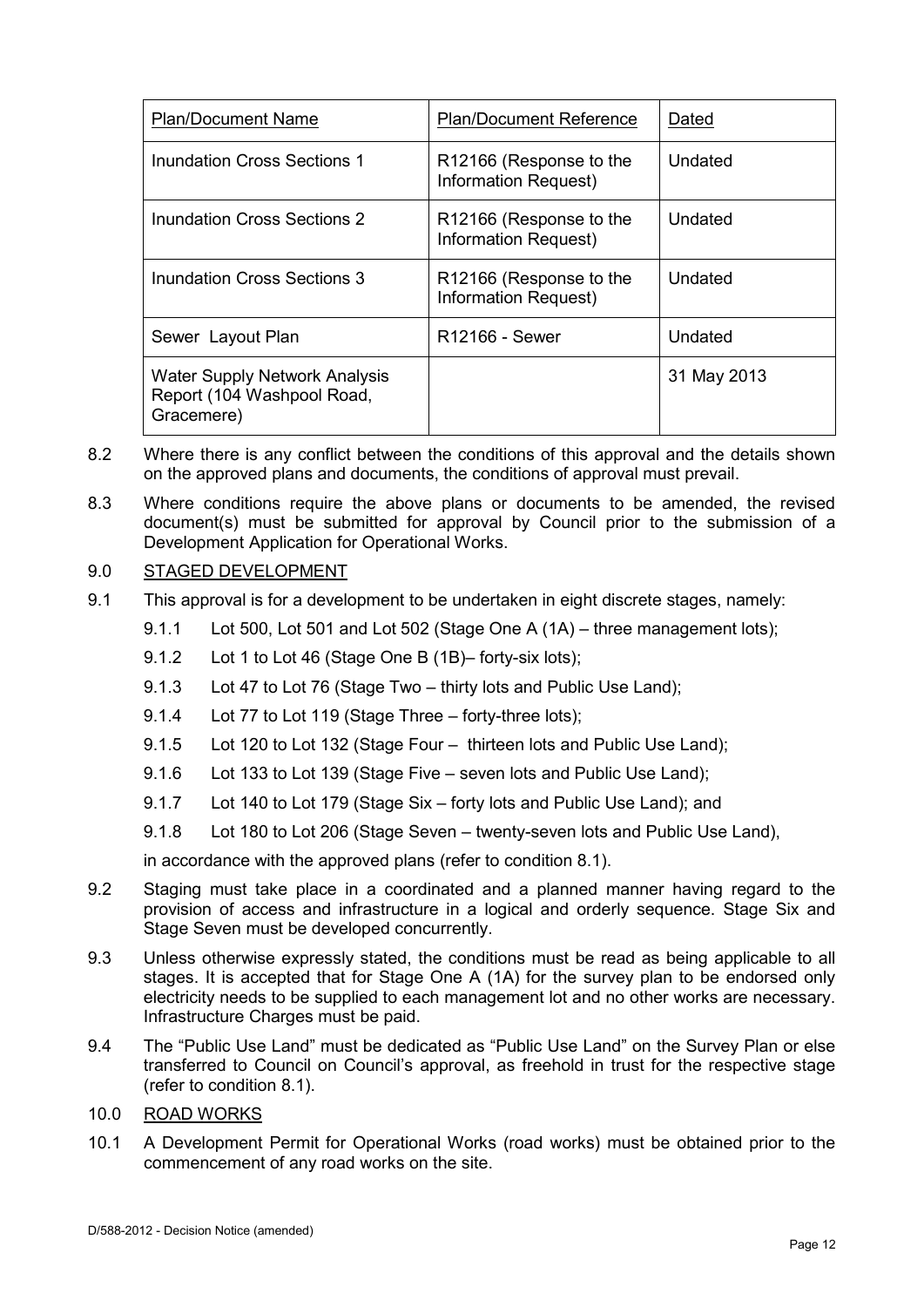| Plan/Document Name | Plan/Document Reference | Dated |
| --- | --- | --- |
| Inundation Cross Sections 1 | R12166 (Response to the Information Request) | Undated |
| Inundation Cross Sections 2 | R12166 (Response to the Information Request) | Undated |
| Inundation Cross Sections 3 | R12166 (Response to the Information Request) | Undated |
| Sewer Layout Plan | R12166 - Sewer | Undated |
| Water Supply Network Analysis Report (104 Washpool Road, Gracemere) | | 31 May 2013 |

8.2 Where there is any conflict between the conditions of this approval and the details shown on the approved plans and documents, the conditions of approval must prevail.

8.3 Where conditions require the above plans or documents to be amended, the revised document(s) must be submitted for approval by Council prior to the submission of a Development Application for Operational Works.

9.0 STAGED DEVELOPMENT

9.1 This approval is for a development to be undertaken in eight discrete stages, namely:

9.1.1 Lot 500, Lot 501 and Lot 502 (Stage One A (1A) – three management lots);

9.1.2 Lot 1 to Lot 46 (Stage One B (1B)– forty-six lots);

9.1.3 Lot 47 to Lot 76 (Stage Two – thirty lots and Public Use Land);

9.1.4 Lot 77 to Lot 119 (Stage Three – forty-three lots);

9.1.5 Lot 120 to Lot 132 (Stage Four – thirteen lots and Public Use Land);

9.1.6 Lot 133 to Lot 139 (Stage Five – seven lots and Public Use Land);

9.1.7 Lot 140 to Lot 179 (Stage Six – forty lots and Public Use Land); and

9.1.8 Lot 180 to Lot 206 (Stage Seven – twenty-seven lots and Public Use Land),

in accordance with the approved plans (refer to condition 8.1).

9.2 Staging must take place in a coordinated and a planned manner having regard to the provision of access and infrastructure in a logical and orderly sequence. Stage Six and Stage Seven must be developed concurrently.

9.3 Unless otherwise expressly stated, the conditions must be read as being applicable to all stages. It is accepted that for Stage One A (1A) for the survey plan to be endorsed only electricity needs to be supplied to each management lot and no other works are necessary. Infrastructure Charges must be paid.

9.4 The "Public Use Land" must be dedicated as "Public Use Land" on the Survey Plan or else transferred to Council on Council's approval, as freehold in trust for the respective stage (refer to condition 8.1).

10.0 ROAD WORKS

10.1 A Development Permit for Operational Works (road works) must be obtained prior to the commencement of any road works on the site.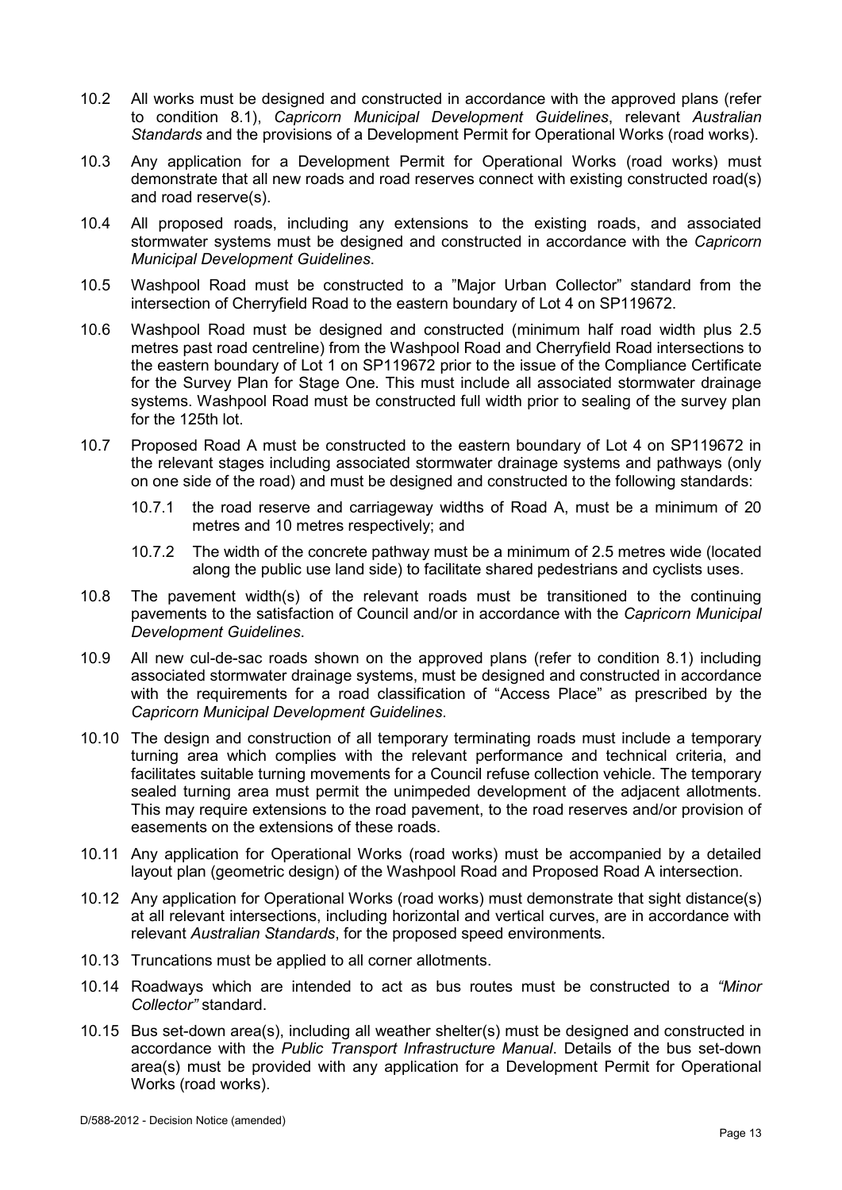10.2 All works must be designed and constructed in accordance with the approved plans (refer to condition 8.1), *Capricorn Municipal Development Guidelines*, relevant *Australian Standards* and the provisions of a Development Permit for Operational Works (road works).

10.3 Any application for a Development Permit for Operational Works (road works) must demonstrate that all new roads and road reserves connect with existing constructed road(s) and road reserve(s).

10.4 All proposed roads, including any extensions to the existing roads, and associated stormwater systems must be designed and constructed in accordance with the *Capricorn Municipal Development Guidelines*.

10.5 Washpool Road must be constructed to a "Major Urban Collector" standard from the intersection of Cherryfield Road to the eastern boundary of Lot 4 on SP119672.

10.6 Washpool Road must be designed and constructed (minimum half road width plus 2.5 metres past road centreline) from the Washpool Road and Cherryfield Road intersections to the eastern boundary of Lot 1 on SP119672 prior to the issue of the Compliance Certificate for the Survey Plan for Stage One. This must include all associated stormwater drainage systems. Washpool Road must be constructed full width prior to sealing of the survey plan for the 125th lot.

10.7 Proposed Road A must be constructed to the eastern boundary of Lot 4 on SP119672 in the relevant stages including associated stormwater drainage systems and pathways (only on one side of the road) and must be designed and constructed to the following standards:

10.7.1 the road reserve and carriageway widths of Road A, must be a minimum of 20 metres and 10 metres respectively; and

10.7.2 The width of the concrete pathway must be a minimum of 2.5 metres wide (located along the public use land side) to facilitate shared pedestrians and cyclists uses.

10.8 The pavement width(s) of the relevant roads must be transitioned to the continuing pavements to the satisfaction of Council and/or in accordance with the *Capricorn Municipal Development Guidelines*.

10.9 All new cul-de-sac roads shown on the approved plans (refer to condition 8.1) including associated stormwater drainage systems, must be designed and constructed in accordance with the requirements for a road classification of "Access Place" as prescribed by the *Capricorn Municipal Development Guidelines*.

10.10 The design and construction of all temporary terminating roads must include a temporary turning area which complies with the relevant performance and technical criteria, and facilitates suitable turning movements for a Council refuse collection vehicle. The temporary sealed turning area must permit the unimpeded development of the adjacent allotments. This may require extensions to the road pavement, to the road reserves and/or provision of easements on the extensions of these roads.

10.11 Any application for Operational Works (road works) must be accompanied by a detailed layout plan (geometric design) of the Washpool Road and Proposed Road A intersection.

10.12 Any application for Operational Works (road works) must demonstrate that sight distance(s) at all relevant intersections, including horizontal and vertical curves, are in accordance with relevant *Australian Standards*, for the proposed speed environments.

10.13 Truncations must be applied to all corner allotments.

10.14 Roadways which are intended to act as bus routes must be constructed to a *"Minor Collector"* standard.

10.15 Bus set-down area(s), including all weather shelter(s) must be designed and constructed in accordance with the *Public Transport Infrastructure Manual*. Details of the bus set-down area(s) must be provided with any application for a Development Permit for Operational Works (road works).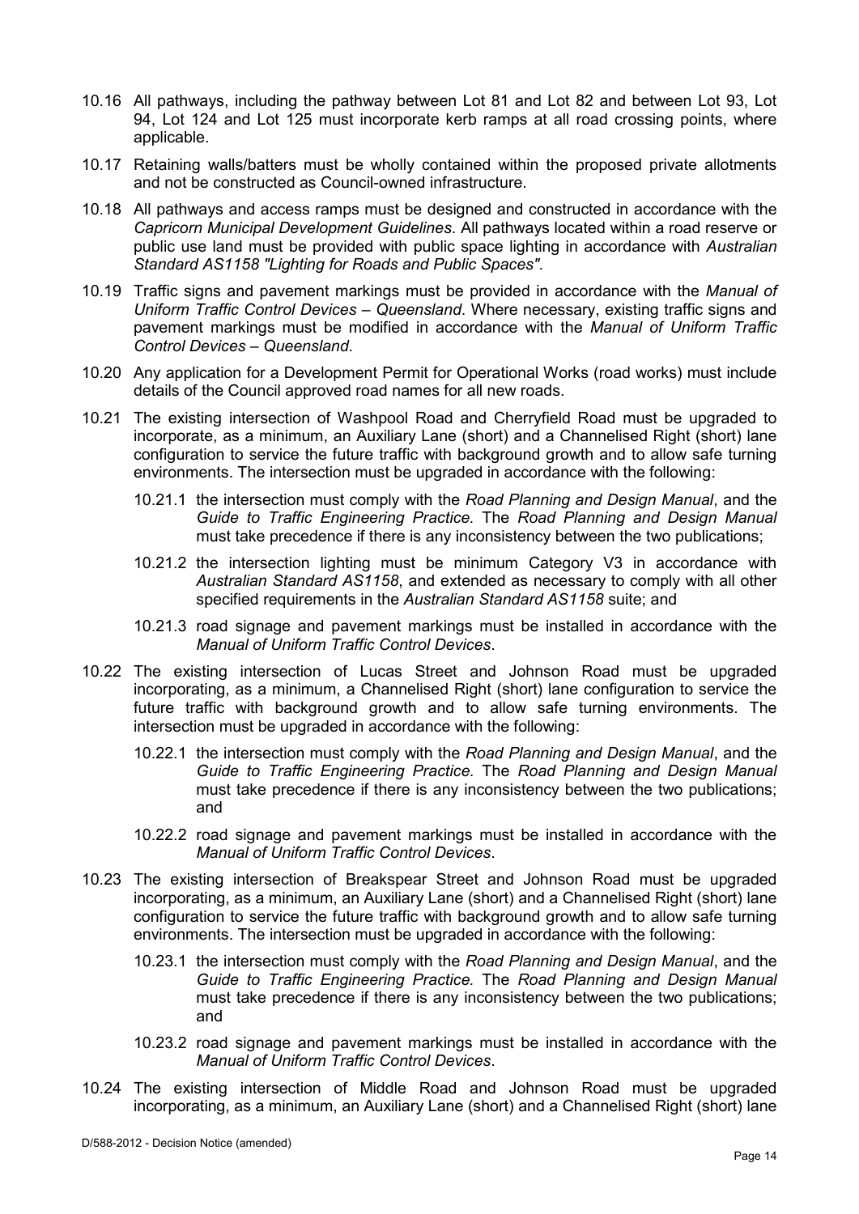10.16 All pathways, including the pathway between Lot 81 and Lot 82 and between Lot 93, Lot 94, Lot 124 and Lot 125 must incorporate kerb ramps at all road crossing points, where applicable.

10.17 Retaining walls/batters must be wholly contained within the proposed private allotments and not be constructed as Council-owned infrastructure.

10.18 All pathways and access ramps must be designed and constructed in accordance with the *Capricorn Municipal Development Guidelines*. All pathways located within a road reserve or public use land must be provided with public space lighting in accordance with *Australian Standard AS1158 "Lighting for Roads and Public Spaces"*.

10.19 Traffic signs and pavement markings must be provided in accordance with the *Manual of Uniform Traffic Control Devices – Queensland*. Where necessary, existing traffic signs and pavement markings must be modified in accordance with the *Manual of Uniform Traffic Control Devices – Queensland*.

10.20 Any application for a Development Permit for Operational Works (road works) must include details of the Council approved road names for all new roads.

10.21 The existing intersection of Washpool Road and Cherryfield Road must be upgraded to incorporate, as a minimum, an Auxiliary Lane (short) and a Channelised Right (short) lane configuration to service the future traffic with background growth and to allow safe turning environments. The intersection must be upgraded in accordance with the following:

 10.21.1 the intersection must comply with the *Road Planning and Design Manual*, and the *Guide to Traffic Engineering Practice.* The *Road Planning and Design Manual* must take precedence if there is any inconsistency between the two publications;

 10.21.2 the intersection lighting must be minimum Category V3 in accordance with *Australian Standard AS1158*, and extended as necessary to comply with all other specified requirements in the *Australian Standard AS1158* suite; and

 10.21.3 road signage and pavement markings must be installed in accordance with the *Manual of Uniform Traffic Control Devices*.

10.22 The existing intersection of Lucas Street and Johnson Road must be upgraded incorporating, as a minimum, a Channelised Right (short) lane configuration to service the future traffic with background growth and to allow safe turning environments. The intersection must be upgraded in accordance with the following:

 10.22.1 the intersection must comply with the *Road Planning and Design Manual*, and the *Guide to Traffic Engineering Practice.* The *Road Planning and Design Manual* must take precedence if there is any inconsistency between the two publications; and

 10.22.2 road signage and pavement markings must be installed in accordance with the *Manual of Uniform Traffic Control Devices*.

10.23 The existing intersection of Breakspear Street and Johnson Road must be upgraded incorporating, as a minimum, an Auxiliary Lane (short) and a Channelised Right (short) lane configuration to service the future traffic with background growth and to allow safe turning environments. The intersection must be upgraded in accordance with the following:

 10.23.1 the intersection must comply with the *Road Planning and Design Manual*, and the *Guide to Traffic Engineering Practice.* The *Road Planning and Design Manual* must take precedence if there is any inconsistency between the two publications; and

 10.23.2 road signage and pavement markings must be installed in accordance with the *Manual of Uniform Traffic Control Devices*.

10.24 The existing intersection of Middle Road and Johnson Road must be upgraded incorporating, as a minimum, an Auxiliary Lane (short) and a Channelised Right (short) lane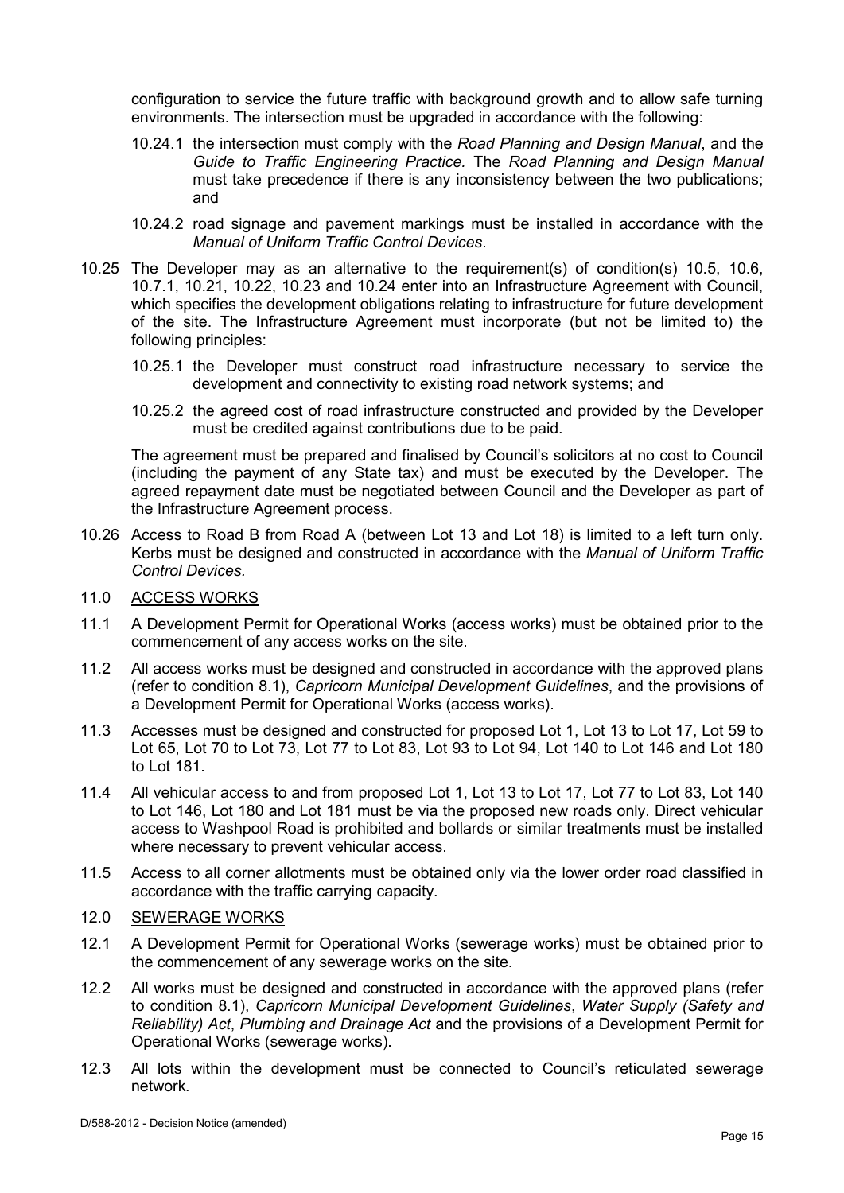configuration to service the future traffic with background growth and to allow safe turning environments. The intersection must be upgraded in accordance with the following:

10.24.1 the intersection must comply with the *Road Planning and Design Manual*, and the *Guide to Traffic Engineering Practice.* The *Road Planning and Design Manual* must take precedence if there is any inconsistency between the two publications; and

10.24.2 road signage and pavement markings must be installed in accordance with the *Manual of Uniform Traffic Control Devices*.

10.25 The Developer may as an alternative to the requirement(s) of condition(s) 10.5, 10.6, 10.7.1, 10.21, 10.22, 10.23 and 10.24 enter into an Infrastructure Agreement with Council, which specifies the development obligations relating to infrastructure for future development of the site. The Infrastructure Agreement must incorporate (but not be limited to) the following principles:

10.25.1 the Developer must construct road infrastructure necessary to service the development and connectivity to existing road network systems; and

10.25.2 the agreed cost of road infrastructure constructed and provided by the Developer must be credited against contributions due to be paid.

The agreement must be prepared and finalised by Council's solicitors at no cost to Council (including the payment of any State tax) and must be executed by the Developer. The agreed repayment date must be negotiated between Council and the Developer as part of the Infrastructure Agreement process.

10.26 Access to Road B from Road A (between Lot 13 and Lot 18) is limited to a left turn only. Kerbs must be designed and constructed in accordance with the *Manual of Uniform Traffic Control Devices.*

## 11.0 ACCESS WORKS

11.1 A Development Permit for Operational Works (access works) must be obtained prior to the commencement of any access works on the site.

11.2 All access works must be designed and constructed in accordance with the approved plans (refer to condition 8.1), *Capricorn Municipal Development Guidelines*, and the provisions of a Development Permit for Operational Works (access works).

11.3 Accesses must be designed and constructed for proposed Lot 1, Lot 13 to Lot 17, Lot 59 to Lot 65, Lot 70 to Lot 73, Lot 77 to Lot 83, Lot 93 to Lot 94, Lot 140 to Lot 146 and Lot 180 to Lot 181.

11.4 All vehicular access to and from proposed Lot 1, Lot 13 to Lot 17, Lot 77 to Lot 83, Lot 140 to Lot 146, Lot 180 and Lot 181 must be via the proposed new roads only. Direct vehicular access to Washpool Road is prohibited and bollards or similar treatments must be installed where necessary to prevent vehicular access.

11.5 Access to all corner allotments must be obtained only via the lower order road classified in accordance with the traffic carrying capacity.

## 12.0 SEWERAGE WORKS

12.1 A Development Permit for Operational Works (sewerage works) must be obtained prior to the commencement of any sewerage works on the site.

12.2 All works must be designed and constructed in accordance with the approved plans (refer to condition 8.1), *Capricorn Municipal Development Guidelines*, *Water Supply (Safety and Reliability) Act*, *Plumbing and Drainage Act* and the provisions of a Development Permit for Operational Works (sewerage works).

12.3 All lots within the development must be connected to Council's reticulated sewerage network.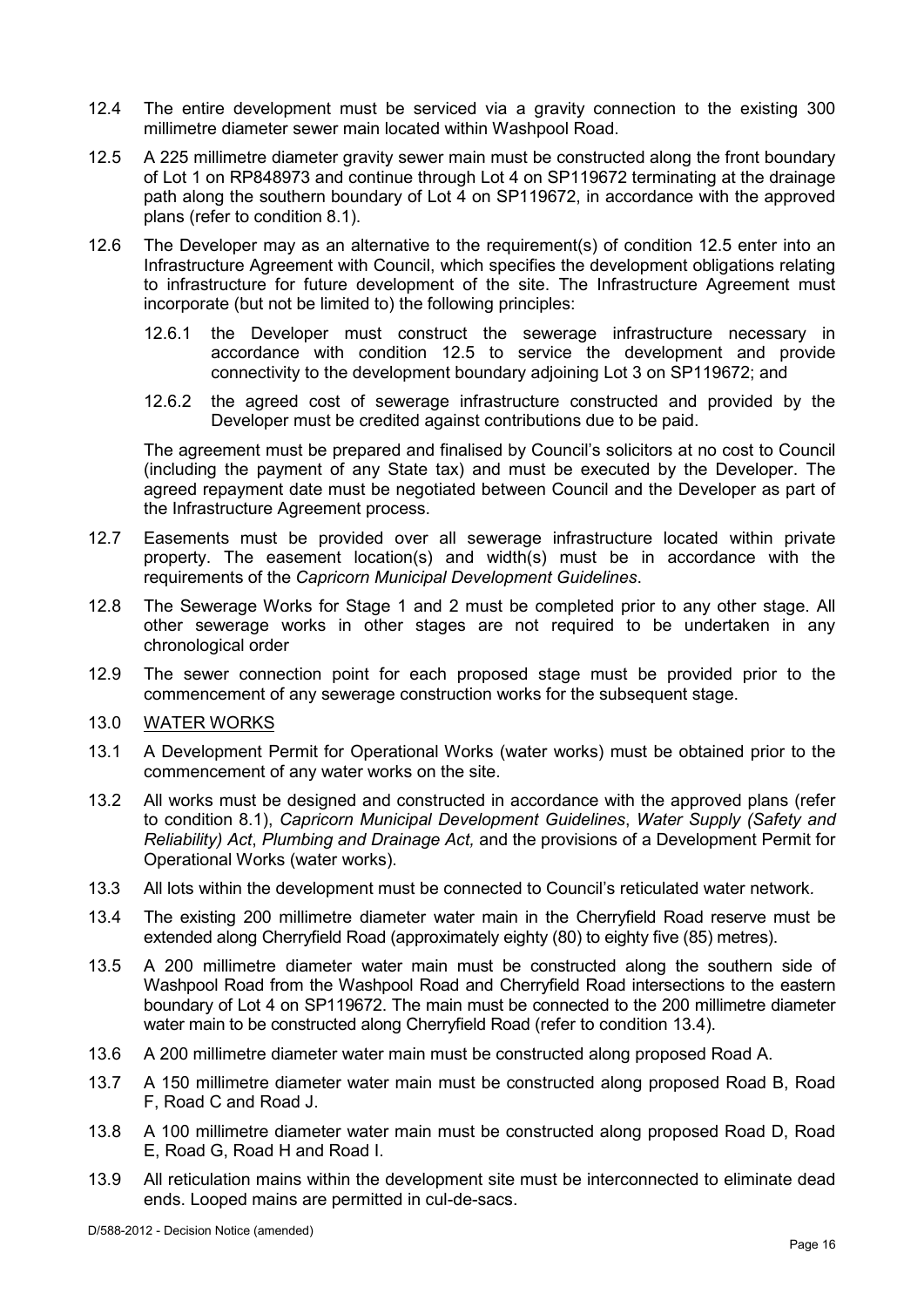12.4 The entire development must be serviced via a gravity connection to the existing 300 millimetre diameter sewer main located within Washpool Road.

12.5 A 225 millimetre diameter gravity sewer main must be constructed along the front boundary of Lot 1 on RP848973 and continue through Lot 4 on SP119672 terminating at the drainage path along the southern boundary of Lot 4 on SP119672, in accordance with the approved plans (refer to condition 8.1).

12.6 The Developer may as an alternative to the requirement(s) of condition 12.5 enter into an Infrastructure Agreement with Council, which specifies the development obligations relating to infrastructure for future development of the site. The Infrastructure Agreement must incorporate (but not be limited to) the following principles:

12.6.1 the Developer must construct the sewerage infrastructure necessary in accordance with condition 12.5 to service the development and provide connectivity to the development boundary adjoining Lot 3 on SP119672; and

12.6.2 the agreed cost of sewerage infrastructure constructed and provided by the Developer must be credited against contributions due to be paid.

The agreement must be prepared and finalised by Council's solicitors at no cost to Council (including the payment of any State tax) and must be executed by the Developer. The agreed repayment date must be negotiated between Council and the Developer as part of the Infrastructure Agreement process.

12.7 Easements must be provided over all sewerage infrastructure located within private property. The easement location(s) and width(s) must be in accordance with the requirements of the *Capricorn Municipal Development Guidelines*.

12.8 The Sewerage Works for Stage 1 and 2 must be completed prior to any other stage. All other sewerage works in other stages are not required to be undertaken in any chronological order

12.9 The sewer connection point for each proposed stage must be provided prior to the commencement of any sewerage construction works for the subsequent stage.

13.0 WATER WORKS

13.1 A Development Permit for Operational Works (water works) must be obtained prior to the commencement of any water works on the site.

13.2 All works must be designed and constructed in accordance with the approved plans (refer to condition 8.1), *Capricorn Municipal Development Guidelines*, *Water Supply (Safety and Reliability) Act*, *Plumbing and Drainage Act,* and the provisions of a Development Permit for Operational Works (water works).

13.3 All lots within the development must be connected to Council's reticulated water network.

13.4 The existing 200 millimetre diameter water main in the Cherryfield Road reserve must be extended along Cherryfield Road (approximately eighty (80) to eighty five (85) metres).

13.5 A 200 millimetre diameter water main must be constructed along the southern side of Washpool Road from the Washpool Road and Cherryfield Road intersections to the eastern boundary of Lot 4 on SP119672. The main must be connected to the 200 millimetre diameter water main to be constructed along Cherryfield Road (refer to condition 13.4).

13.6 A 200 millimetre diameter water main must be constructed along proposed Road A.

13.7 A 150 millimetre diameter water main must be constructed along proposed Road B, Road F, Road C and Road J.

13.8 A 100 millimetre diameter water main must be constructed along proposed Road D, Road E, Road G, Road H and Road I.

13.9 All reticulation mains within the development site must be interconnected to eliminate dead ends. Looped mains are permitted in cul-de-sacs.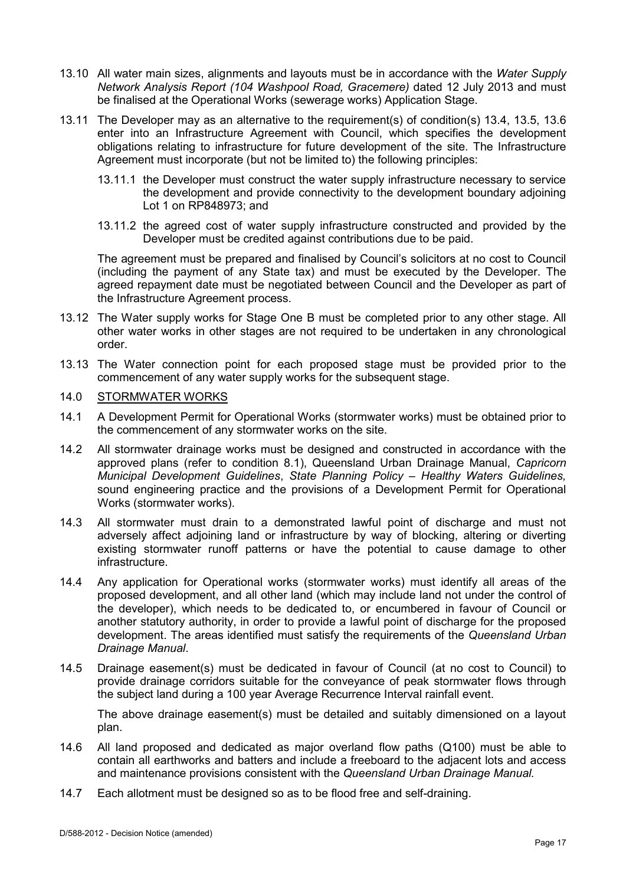13.10 All water main sizes, alignments and layouts must be in accordance with the *Water Supply Network Analysis Report (104 Washpool Road, Gracemere)* dated 12 July 2013 and must be finalised at the Operational Works (sewerage works) Application Stage.

13.11 The Developer may as an alternative to the requirement(s) of condition(s) 13.4, 13.5, 13.6 enter into an Infrastructure Agreement with Council, which specifies the development obligations relating to infrastructure for future development of the site. The Infrastructure Agreement must incorporate (but not be limited to) the following principles:

13.11.1 the Developer must construct the water supply infrastructure necessary to service the development and provide connectivity to the development boundary adjoining Lot 1 on RP848973; and

13.11.2 the agreed cost of water supply infrastructure constructed and provided by the Developer must be credited against contributions due to be paid.

The agreement must be prepared and finalised by Council's solicitors at no cost to Council (including the payment of any State tax) and must be executed by the Developer. The agreed repayment date must be negotiated between Council and the Developer as part of the Infrastructure Agreement process.

13.12 The Water supply works for Stage One B must be completed prior to any other stage. All other water works in other stages are not required to be undertaken in any chronological order.

13.13 The Water connection point for each proposed stage must be provided prior to the commencement of any water supply works for the subsequent stage.

## 14.0 STORMWATER WORKS

14.1 A Development Permit for Operational Works (stormwater works) must be obtained prior to the commencement of any stormwater works on the site.

14.2 All stormwater drainage works must be designed and constructed in accordance with the approved plans (refer to condition 8.1), Queensland Urban Drainage Manual, *Capricorn Municipal Development Guidelines*, *State Planning Policy – Healthy Waters Guidelines,* sound engineering practice and the provisions of a Development Permit for Operational Works (stormwater works).

14.3 All stormwater must drain to a demonstrated lawful point of discharge and must not adversely affect adjoining land or infrastructure by way of blocking, altering or diverting existing stormwater runoff patterns or have the potential to cause damage to other infrastructure.

14.4 Any application for Operational works (stormwater works) must identify all areas of the proposed development, and all other land (which may include land not under the control of the developer), which needs to be dedicated to, or encumbered in favour of Council or another statutory authority, in order to provide a lawful point of discharge for the proposed development. The areas identified must satisfy the requirements of the *Queensland Urban Drainage Manual*.

14.5 Drainage easement(s) must be dedicated in favour of Council (at no cost to Council) to provide drainage corridors suitable for the conveyance of peak stormwater flows through the subject land during a 100 year Average Recurrence Interval rainfall event.

The above drainage easement(s) must be detailed and suitably dimensioned on a layout plan.

14.6 All land proposed and dedicated as major overland flow paths (Q100) must be able to contain all earthworks and batters and include a freeboard to the adjacent lots and access and maintenance provisions consistent with the *Queensland Urban Drainage Manual.*

14.7 Each allotment must be designed so as to be flood free and self-draining.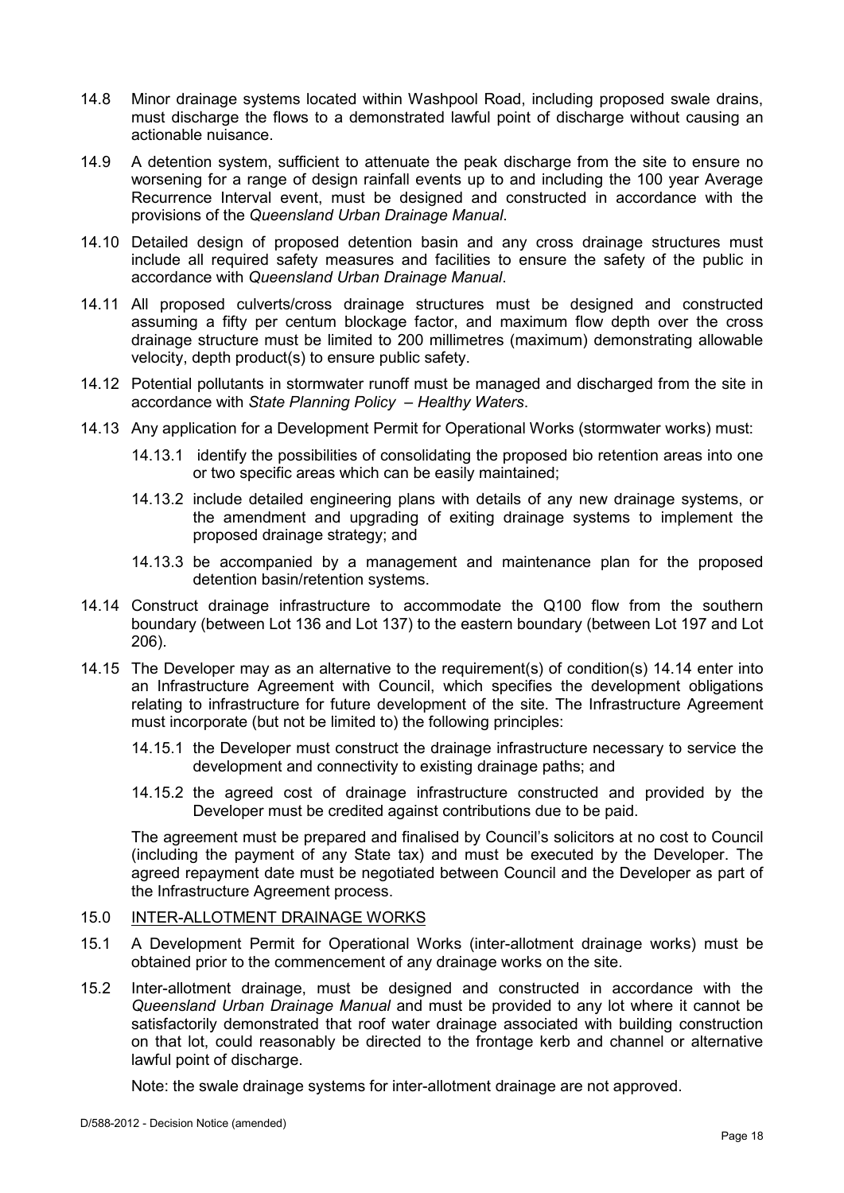14.8 Minor drainage systems located within Washpool Road, including proposed swale drains, must discharge the flows to a demonstrated lawful point of discharge without causing an actionable nuisance.

14.9 A detention system, sufficient to attenuate the peak discharge from the site to ensure no worsening for a range of design rainfall events up to and including the 100 year Average Recurrence Interval event, must be designed and constructed in accordance with the provisions of the *Queensland Urban Drainage Manual*.

14.10 Detailed design of proposed detention basin and any cross drainage structures must include all required safety measures and facilities to ensure the safety of the public in accordance with *Queensland Urban Drainage Manual*.

14.11 All proposed culverts/cross drainage structures must be designed and constructed assuming a fifty per centum blockage factor, and maximum flow depth over the cross drainage structure must be limited to 200 millimetres (maximum) demonstrating allowable velocity, depth product(s) to ensure public safety.

14.12 Potential pollutants in stormwater runoff must be managed and discharged from the site in accordance with *State Planning Policy – Healthy Waters*.

14.13 Any application for a Development Permit for Operational Works (stormwater works) must:

14.13.1 identify the possibilities of consolidating the proposed bio retention areas into one or two specific areas which can be easily maintained;

14.13.2 include detailed engineering plans with details of any new drainage systems, or the amendment and upgrading of exiting drainage systems to implement the proposed drainage strategy; and

14.13.3 be accompanied by a management and maintenance plan for the proposed detention basin/retention systems.

14.14 Construct drainage infrastructure to accommodate the Q100 flow from the southern boundary (between Lot 136 and Lot 137) to the eastern boundary (between Lot 197 and Lot 206).

14.15 The Developer may as an alternative to the requirement(s) of condition(s) 14.14 enter into an Infrastructure Agreement with Council, which specifies the development obligations relating to infrastructure for future development of the site. The Infrastructure Agreement must incorporate (but not be limited to) the following principles:

14.15.1 the Developer must construct the drainage infrastructure necessary to service the development and connectivity to existing drainage paths; and

14.15.2 the agreed cost of drainage infrastructure constructed and provided by the Developer must be credited against contributions due to be paid.

The agreement must be prepared and finalised by Council's solicitors at no cost to Council (including the payment of any State tax) and must be executed by the Developer. The agreed repayment date must be negotiated between Council and the Developer as part of the Infrastructure Agreement process.

## 15.0 INTER-ALLOTMENT DRAINAGE WORKS

15.1 A Development Permit for Operational Works (inter-allotment drainage works) must be obtained prior to the commencement of any drainage works on the site.

15.2 Inter-allotment drainage, must be designed and constructed in accordance with the *Queensland Urban Drainage Manual* and must be provided to any lot where it cannot be satisfactorily demonstrated that roof water drainage associated with building construction on that lot, could reasonably be directed to the frontage kerb and channel or alternative lawful point of discharge.

Note: the swale drainage systems for inter-allotment drainage are not approved.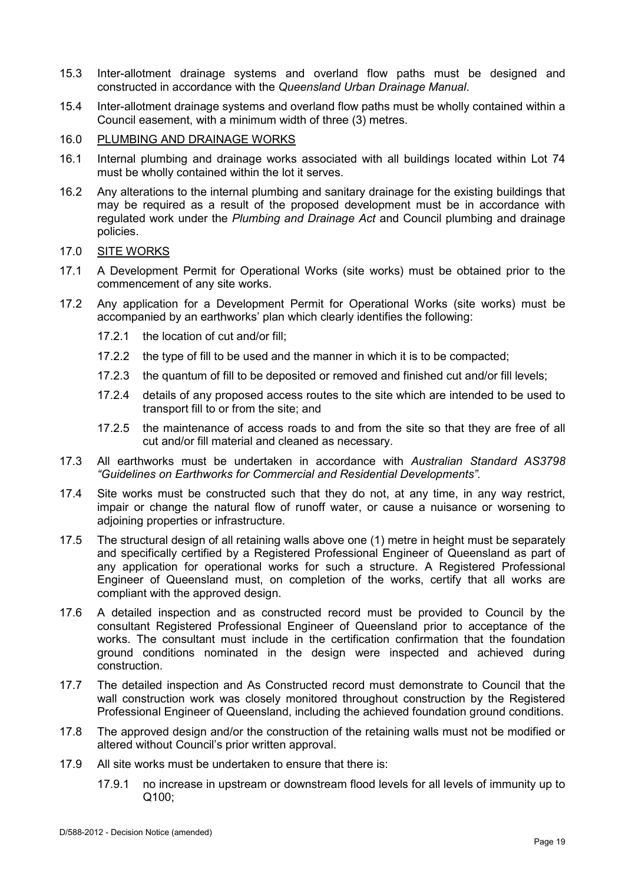15.3 Inter-allotment drainage systems and overland flow paths must be designed and constructed in accordance with the *Queensland Urban Drainage Manual*.

15.4 Inter-allotment drainage systems and overland flow paths must be wholly contained within a Council easement, with a minimum width of three (3) metres.

16.0 <u>PLUMBING AND DRAINAGE WORKS</u>

16.1 Internal plumbing and drainage works associated with all buildings located within Lot 74 must be wholly contained within the lot it serves.

16.2 Any alterations to the internal plumbing and sanitary drainage for the existing buildings that may be required as a result of the proposed development must be in accordance with regulated work under the *Plumbing and Drainage Act* and Council plumbing and drainage policies.

17.0 <u>SITE WORKS</u>

17.1 A Development Permit for Operational Works (site works) must be obtained prior to the commencement of any site works.

17.2 Any application for a Development Permit for Operational Works (site works) must be accompanied by an earthworks' plan which clearly identifies the following:

- 17.2.1 the location of cut and/or fill;
- 17.2.2 the type of fill to be used and the manner in which it is to be compacted;
- 17.2.3 the quantum of fill to be deposited or removed and finished cut and/or fill levels;
- 17.2.4 details of any proposed access routes to the site which are intended to be used to transport fill to or from the site; and
- 17.2.5 the maintenance of access roads to and from the site so that they are free of all cut and/or fill material and cleaned as necessary.

17.3 All earthworks must be undertaken in accordance with *Australian Standard AS3798 "Guidelines on Earthworks for Commercial and Residential Developments"*.

17.4 Site works must be constructed such that they do not, at any time, in any way restrict, impair or change the natural flow of runoff water, or cause a nuisance or worsening to adjoining properties or infrastructure.

17.5 The structural design of all retaining walls above one (1) metre in height must be separately and specifically certified by a Registered Professional Engineer of Queensland as part of any application for operational works for such a structure. A Registered Professional Engineer of Queensland must, on completion of the works, certify that all works are compliant with the approved design.

17.6 A detailed inspection and as constructed record must be provided to Council by the consultant Registered Professional Engineer of Queensland prior to acceptance of the works. The consultant must include in the certification confirmation that the foundation ground conditions nominated in the design were inspected and achieved during construction.

17.7 The detailed inspection and As Constructed record must demonstrate to Council that the wall construction work was closely monitored throughout construction by the Registered Professional Engineer of Queensland, including the achieved foundation ground conditions.

17.8 The approved design and/or the construction of the retaining walls must not be modified or altered without Council's prior written approval.

17.9 All site works must be undertaken to ensure that there is:

- 17.9.1 no increase in upstream or downstream flood levels for all levels of immunity up to Q100;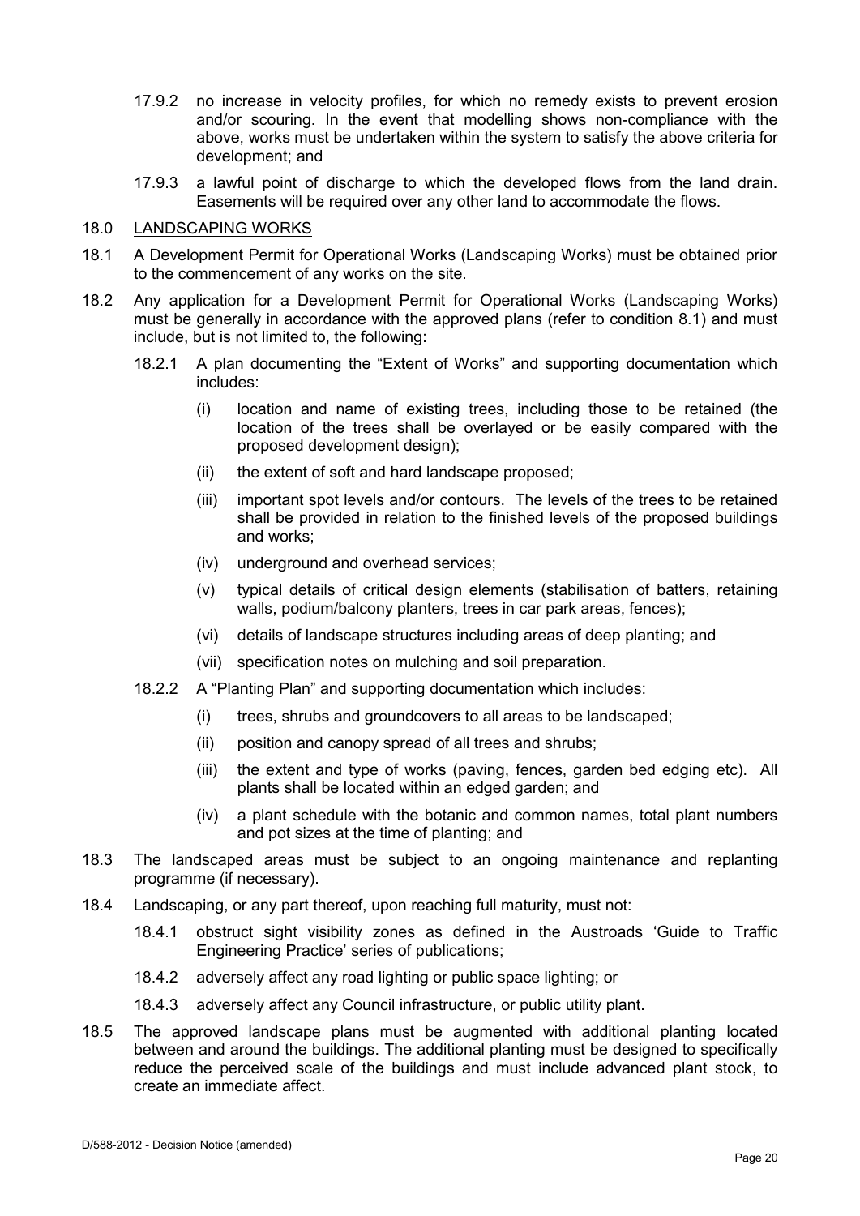17.9.2 no increase in velocity profiles, for which no remedy exists to prevent erosion and/or scouring. In the event that modelling shows non-compliance with the above, works must be undertaken within the system to satisfy the above criteria for development; and

17.9.3 a lawful point of discharge to which the developed flows from the land drain. Easements will be required over any other land to accommodate the flows.

## 18.0 LANDSCAPING WORKS

18.1 A Development Permit for Operational Works (Landscaping Works) must be obtained prior to the commencement of any works on the site.

18.2 Any application for a Development Permit for Operational Works (Landscaping Works) must be generally in accordance with the approved plans (refer to condition 8.1) and must include, but is not limited to, the following:

18.2.1 A plan documenting the "Extent of Works" and supporting documentation which includes:

(i) location and name of existing trees, including those to be retained (the location of the trees shall be overlayed or be easily compared with the proposed development design);

(ii) the extent of soft and hard landscape proposed;

(iii) important spot levels and/or contours. The levels of the trees to be retained shall be provided in relation to the finished levels of the proposed buildings and works;

(iv) underground and overhead services;

(v) typical details of critical design elements (stabilisation of batters, retaining walls, podium/balcony planters, trees in car park areas, fences);

(vi) details of landscape structures including areas of deep planting; and

(vii) specification notes on mulching and soil preparation.

18.2.2 A "Planting Plan" and supporting documentation which includes:

(i) trees, shrubs and groundcovers to all areas to be landscaped;

(ii) position and canopy spread of all trees and shrubs;

(iii) the extent and type of works (paving, fences, garden bed edging etc). All plants shall be located within an edged garden; and

(iv) a plant schedule with the botanic and common names, total plant numbers and pot sizes at the time of planting; and

18.3 The landscaped areas must be subject to an ongoing maintenance and replanting programme (if necessary).

18.4 Landscaping, or any part thereof, upon reaching full maturity, must not:

18.4.1 obstruct sight visibility zones as defined in the Austroads 'Guide to Traffic Engineering Practice' series of publications;

18.4.2 adversely affect any road lighting or public space lighting; or

18.4.3 adversely affect any Council infrastructure, or public utility plant.

18.5 The approved landscape plans must be augmented with additional planting located between and around the buildings. The additional planting must be designed to specifically reduce the perceived scale of the buildings and must include advanced plant stock, to create an immediate affect.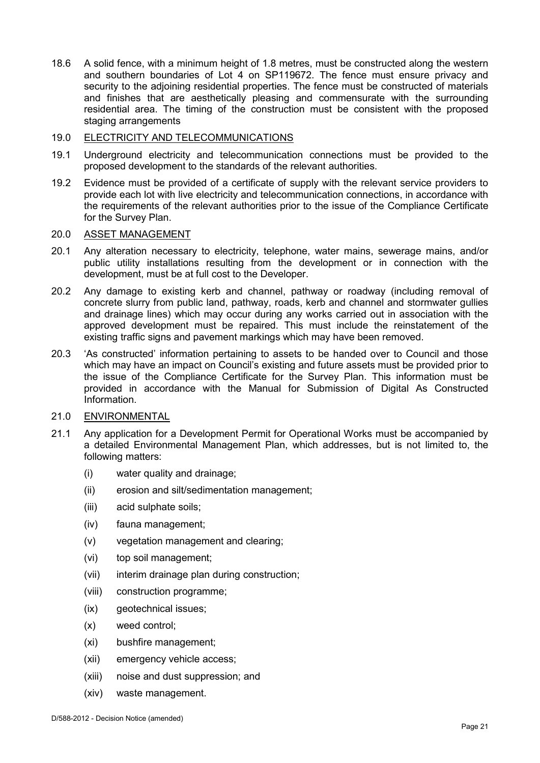18.6 A solid fence, with a minimum height of 1.8 metres, must be constructed along the western and southern boundaries of Lot 4 on SP119672. The fence must ensure privacy and security to the adjoining residential properties. The fence must be constructed of materials and finishes that are aesthetically pleasing and commensurate with the surrounding residential area. The timing of the construction must be consistent with the proposed staging arrangements

19.0 <u>ELECTRICITY AND TELECOMMUNICATIONS</u>

19.1 Underground electricity and telecommunication connections must be provided to the proposed development to the standards of the relevant authorities.

19.2 Evidence must be provided of a certificate of supply with the relevant service providers to provide each lot with live electricity and telecommunication connections, in accordance with the requirements of the relevant authorities prior to the issue of the Compliance Certificate for the Survey Plan.

20.0 <u>ASSET MANAGEMENT</u>

20.1 Any alteration necessary to electricity, telephone, water mains, sewerage mains, and/or public utility installations resulting from the development or in connection with the development, must be at full cost to the Developer.

20.2 Any damage to existing kerb and channel, pathway or roadway (including removal of concrete slurry from public land, pathway, roads, kerb and channel and stormwater gullies and drainage lines) which may occur during any works carried out in association with the approved development must be repaired. This must include the reinstatement of the existing traffic signs and pavement markings which may have been removed.

20.3 'As constructed' information pertaining to assets to be handed over to Council and those which may have an impact on Council's existing and future assets must be provided prior to the issue of the Compliance Certificate for the Survey Plan. This information must be provided in accordance with the Manual for Submission of Digital As Constructed Information.

21.0 <u>ENVIRONMENTAL</u>

21.1 Any application for a Development Permit for Operational Works must be accompanied by a detailed Environmental Management Plan, which addresses, but is not limited to, the following matters:

(i) water quality and drainage;

(ii) erosion and silt/sedimentation management;

(iii) acid sulphate soils;

(iv) fauna management;

(v) vegetation management and clearing;

(vi) top soil management;

(vii) interim drainage plan during construction;

(viii) construction programme;

(ix) geotechnical issues;

(x) weed control;

(xi) bushfire management;

(xii) emergency vehicle access;

(xiii) noise and dust suppression; and

(xiv) waste management.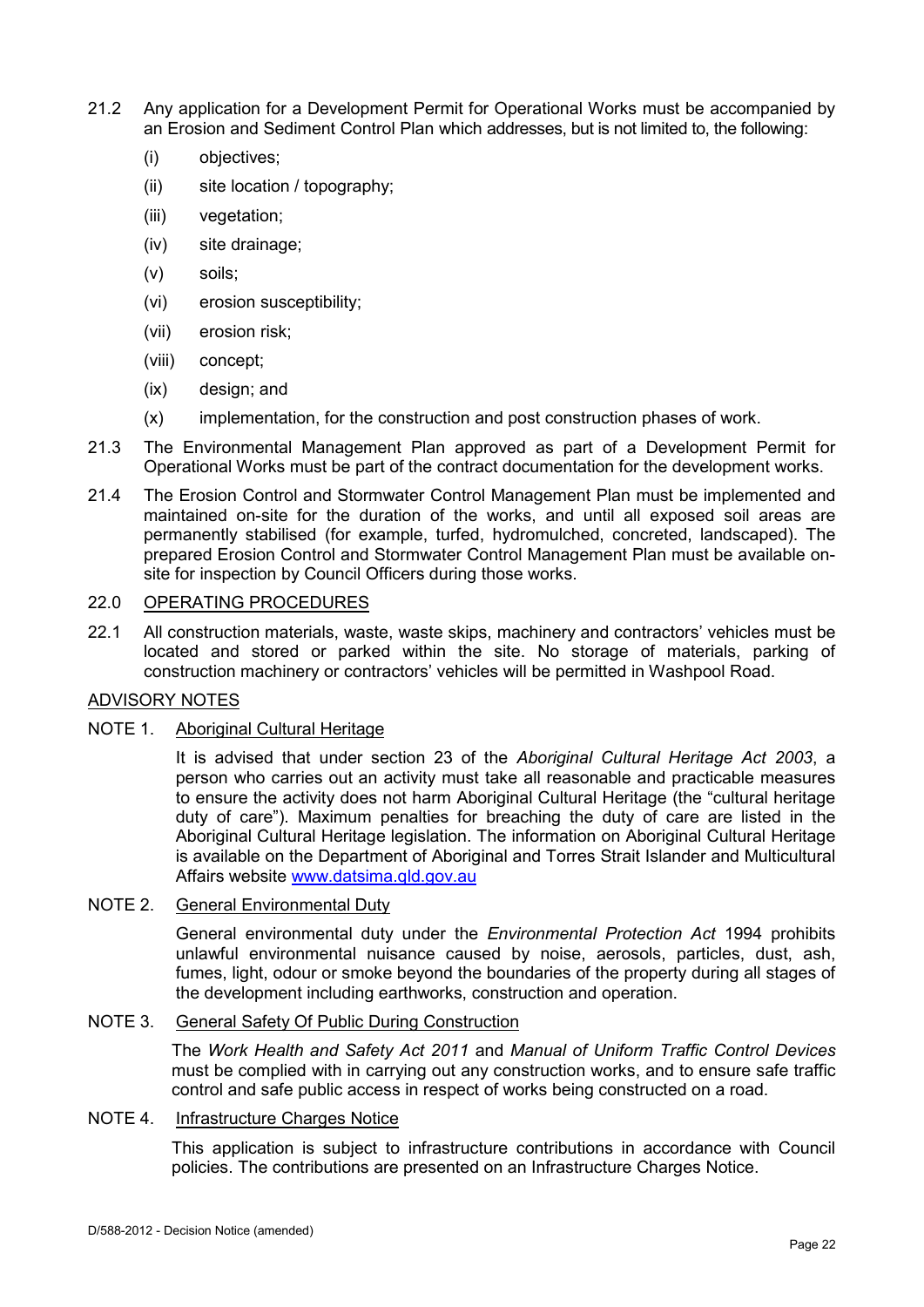21.2 Any application for a Development Permit for Operational Works must be accompanied by an Erosion and Sediment Control Plan which addresses, but is not limited to, the following:

(i) objectives;

(ii) site location / topography;

(iii) vegetation;

(iv) site drainage;

(v) soils;

(vi) erosion susceptibility;

(vii) erosion risk;

(viii) concept;

(ix) design; and

(x) implementation, for the construction and post construction phases of work.

21.3 The Environmental Management Plan approved as part of a Development Permit for Operational Works must be part of the contract documentation for the development works.

21.4 The Erosion Control and Stormwater Control Management Plan must be implemented and maintained on-site for the duration of the works, and until all exposed soil areas are permanently stabilised (for example, turfed, hydromulched, concreted, landscaped). The prepared Erosion Control and Stormwater Control Management Plan must be available on-site for inspection by Council Officers during those works.

22.0 <u>OPERATING PROCEDURES</u>

22.1 All construction materials, waste, waste skips, machinery and contractors' vehicles must be located and stored or parked within the site. No storage of materials, parking of construction machinery or contractors' vehicles will be permitted in Washpool Road.

<u>ADVISORY NOTES</u>

NOTE 1. <u>Aboriginal Cultural Heritage</u>

It is advised that under section 23 of the *Aboriginal Cultural Heritage Act 2003*, a person who carries out an activity must take all reasonable and practicable measures to ensure the activity does not harm Aboriginal Cultural Heritage (the "cultural heritage duty of care"). Maximum penalties for breaching the duty of care are listed in the Aboriginal Cultural Heritage legislation. The information on Aboriginal Cultural Heritage is available on the Department of Aboriginal and Torres Strait Islander and Multicultural Affairs website [www.datsima.qld.gov.au](http://www.datsima.qld.gov.au)

NOTE 2. <u>General Environmental Duty</u>

General environmental duty under the *Environmental Protection Act* 1994 prohibits unlawful environmental nuisance caused by noise, aerosols, particles, dust, ash, fumes, light, odour or smoke beyond the boundaries of the property during all stages of the development including earthworks, construction and operation.

NOTE 3. <u>General Safety Of Public During Construction</u>

The *Work Health and Safety Act 2011* and *Manual of Uniform Traffic Control Devices* must be complied with in carrying out any construction works, and to ensure safe traffic control and safe public access in respect of works being constructed on a road.

NOTE 4. <u>Infrastructure Charges Notice</u>

This application is subject to infrastructure contributions in accordance with Council policies. The contributions are presented on an Infrastructure Charges Notice.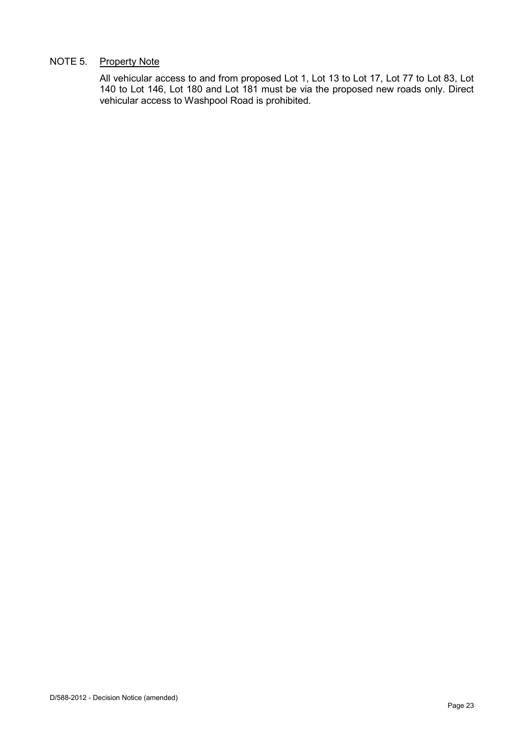NOTE 5. Property Note

All vehicular access to and from proposed Lot 1, Lot 13 to Lot 17, Lot 77 to Lot 83, Lot 140 to Lot 146, Lot 180 and Lot 181 must be via the proposed new roads only. Direct vehicular access to Washpool Road is prohibited.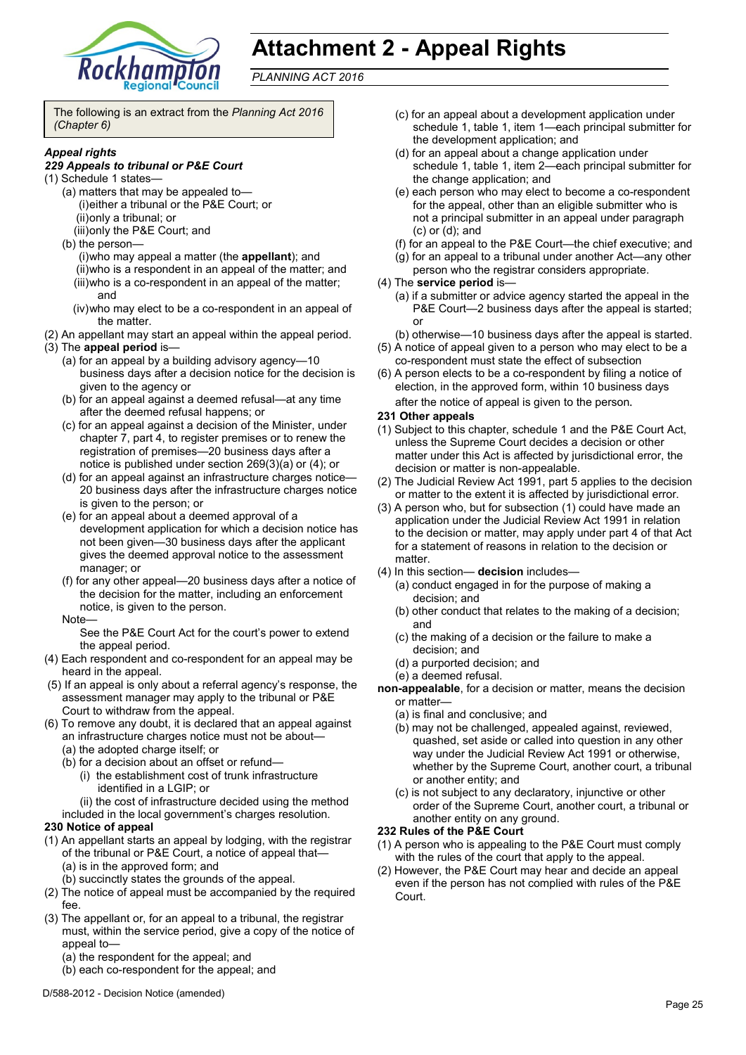# Attachment 2 - Appeal Rights

*PLANNING ACT 2016*

The following is an extract from the *Planning Act 2016 (Chapter 6)*

***Appeal rights***

***229 Appeals to tribunal or P&E Court***

(1) Schedule 1 states—

- (a) matters that may be appealed to—
  - (i) either a tribunal or the P&E Court; or
  - (ii) only a tribunal; or
  - (iii) only the P&E Court; and
- (b) the person—
  - (i) who may appeal a matter (the **appellant**); and
  - (ii) who is a respondent in an appeal of the matter; and
  - (iii) who is a co-respondent in an appeal of the matter; and
  - (iv) who may elect to be a co-respondent in an appeal of the matter.

(2) An appellant may start an appeal within the appeal period.

(3) The **appeal period** is—

- (a) for an appeal by a building advisory agency—10 business days after a decision notice for the decision is given to the agency or
- (b) for an appeal against a deemed refusal—at any time after the deemed refusal happens; or
- (c) for an appeal against a decision of the Minister, under chapter 7, part 4, to register premises or to renew the registration of premises—20 business days after a notice is published under section 269(3)(a) or (4); or
- (d) for an appeal against an infrastructure charges notice—20 business days after the infrastructure charges notice is given to the person; or
- (e) for an appeal about a deemed approval of a development application for which a decision notice has not been given—30 business days after the applicant gives the deemed approval notice to the assessment manager; or
- (f) for any other appeal—20 business days after a notice of the decision for the matter, including an enforcement notice, is given to the person.

Note—

See the P&E Court Act for the court's power to extend the appeal period.

(4) Each respondent and co-respondent for an appeal may be heard in the appeal.

(5) If an appeal is only about a referral agency's response, the assessment manager may apply to the tribunal or P&E Court to withdraw from the appeal.

(6) To remove any doubt, it is declared that an appeal against an infrastructure charges notice must not be about—

- (a) the adopted charge itself; or
- (b) for a decision about an offset or refund—
  - (i) the establishment cost of trunk infrastructure identified in a LGIP; or
  - (ii) the cost of infrastructure decided using the method included in the local government's charges resolution.

**230 Notice of appeal**

(1) An appellant starts an appeal by lodging, with the registrar of the tribunal or P&E Court, a notice of appeal that—

- (a) is in the approved form; and
- (b) succinctly states the grounds of the appeal.

(2) The notice of appeal must be accompanied by the required fee.

(3) The appellant or, for an appeal to a tribunal, the registrar must, within the service period, give a copy of the notice of appeal to—

- (a) the respondent for the appeal; and
- (b) each co-respondent for the appeal; and
- (c) for an appeal about a development application under schedule 1, table 1, item 1—each principal submitter for the development application; and
- (d) for an appeal about a change application under schedule 1, table 1, item 2—each principal submitter for the change application; and
- (e) each person who may elect to become a co-respondent for the appeal, other than an eligible submitter who is not a principal submitter in an appeal under paragraph (c) or (d); and
- (f) for an appeal to the P&E Court—the chief executive; and
- (g) for an appeal to a tribunal under another Act—any other person who the registrar considers appropriate.

(4) The **service period** is—

- (a) if a submitter or advice agency started the appeal in the P&E Court—2 business days after the appeal is started; or
- (b) otherwise—10 business days after the appeal is started.

(5) A notice of appeal given to a person who may elect to be a co-respondent must state the effect of subsection

(6) A person elects to be a co-respondent by filing a notice of election, in the approved form, within 10 business days after the notice of appeal is given to the person.

**231 Other appeals**

(1) Subject to this chapter, schedule 1 and the P&E Court Act, unless the Supreme Court decides a decision or other matter under this Act is affected by jurisdictional error, the decision or matter is non-appealable.

(2) The Judicial Review Act 1991, part 5 applies to the decision or matter to the extent it is affected by jurisdictional error.

(3) A person who, but for subsection (1) could have made an application under the Judicial Review Act 1991 in relation to the decision or matter, may apply under part 4 of that Act for a statement of reasons in relation to the decision or matter.

(4) In this section— **decision** includes—

- (a) conduct engaged in for the purpose of making a decision; and
- (b) other conduct that relates to the making of a decision; and
- (c) the making of a decision or the failure to make a decision; and
- (d) a purported decision; and
- (e) a deemed refusal.

**non-appealable**, for a decision or matter, means the decision or matter—

- (a) is final and conclusive; and
- (b) may not be challenged, appealed against, reviewed, quashed, set aside or called into question in any other way under the Judicial Review Act 1991 or otherwise, whether by the Supreme Court, another court, a tribunal or another entity; and
- (c) is not subject to any declaratory, injunctive or other order of the Supreme Court, another court, a tribunal or another entity on any ground.

**232 Rules of the P&E Court**

(1) A person who is appealing to the P&E Court must comply with the rules of the court that apply to the appeal.

(2) However, the P&E Court may hear and decide an appeal even if the person has not complied with rules of the P&E Court.

D/588-2012 - Decision Notice (amended)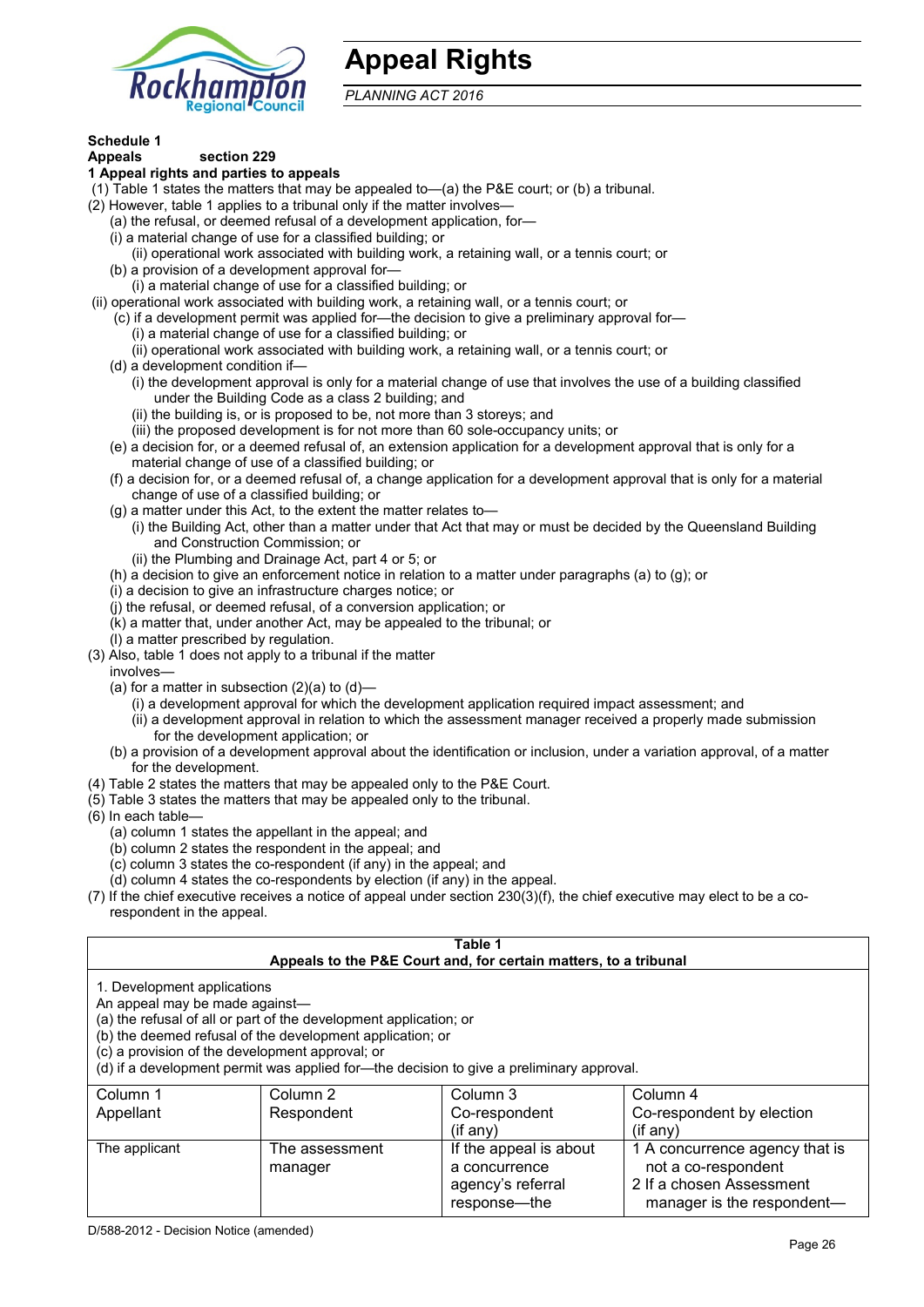# Appeal Rights

*PLANNING ACT 2016*

**Schedule 1**
**Appeals** **section 229**

**1 Appeal rights and parties to appeals**

(1) Table 1 states the matters that may be appealed to—(a) the P&E court; or (b) a tribunal.

(2) However, table 1 applies to a tribunal only if the matter involves—

(a) the refusal, or deemed refusal of a development application, for—

(i) a material change of use for a classified building; or

(ii) operational work associated with building work, a retaining wall, or a tennis court; or

(b) a provision of a development approval for—

(i) a material change of use for a classified building; or

(ii) operational work associated with building work, a retaining wall, or a tennis court; or

(c) if a development permit was applied for—the decision to give a preliminary approval for—

(i) a material change of use for a classified building; or

(ii) operational work associated with building work, a retaining wall, or a tennis court; or

(d) a development condition if—

(i) the development approval is only for a material change of use that involves the use of a building classified under the Building Code as a class 2 building; and

(ii) the building is, or is proposed to be, not more than 3 storeys; and

(iii) the proposed development is for not more than 60 sole-occupancy units; or

(e) a decision for, or a deemed refusal of, an extension application for a development approval that is only for a material change of use of a classified building; or

(f) a decision for, or a deemed refusal of, a change application for a development approval that is only for a material change of use of a classified building; or

(g) a matter under this Act, to the extent the matter relates to—

(i) the Building Act, other than a matter under that Act that may or must be decided by the Queensland Building and Construction Commission; or

(ii) the Plumbing and Drainage Act, part 4 or 5; or

(h) a decision to give an enforcement notice in relation to a matter under paragraphs (a) to (g); or

(i) a decision to give an infrastructure charges notice; or

(j) the refusal, or deemed refusal, of a conversion application; or

(k) a matter that, under another Act, may be appealed to the tribunal; or

(l) a matter prescribed by regulation.

(3) Also, table 1 does not apply to a tribunal if the matter involves—

(a) for a matter in subsection (2)(a) to (d)—

(i) a development approval for which the development application required impact assessment; and

(ii) a development approval in relation to which the assessment manager received a properly made submission for the development application; or

(b) a provision of a development approval about the identification or inclusion, under a variation approval, of a matter for the development.

(4) Table 2 states the matters that may be appealed only to the P&E Court.

(5) Table 3 states the matters that may be appealed only to the tribunal.

(6) In each table—

(a) column 1 states the appellant in the appeal; and

(b) column 2 states the respondent in the appeal; and

(c) column 3 states the co-respondent (if any) in the appeal; and

(d) column 4 states the co-respondents by election (if any) in the appeal.

(7) If the chief executive receives a notice of appeal under section 230(3)(f), the chief executive may elect to be a co-respondent in the appeal.

**Table 1**
**Appeals to the P&E Court and, for certain matters, to a tribunal**

1. Development applications

An appeal may be made against—

(a) the refusal of all or part of the development application; or

(b) the deemed refusal of the development application; or

(c) a provision of the development approval; or

(d) if a development permit was applied for—the decision to give a preliminary approval.

| Column 1<br>Appellant | Column 2<br>Respondent | Column 3<br>Co-respondent<br>(if any) | Column 4<br>Co-respondent by election<br>(if any) |
|---|---|---|---|
| The applicant | The assessment manager | If the appeal is about a concurrence agency's referral response—the | 1 A concurrence agency that is not a co-respondent<br>2 If a chosen Assessment manager is the respondent— |

D/588-2012 - Decision Notice (amended)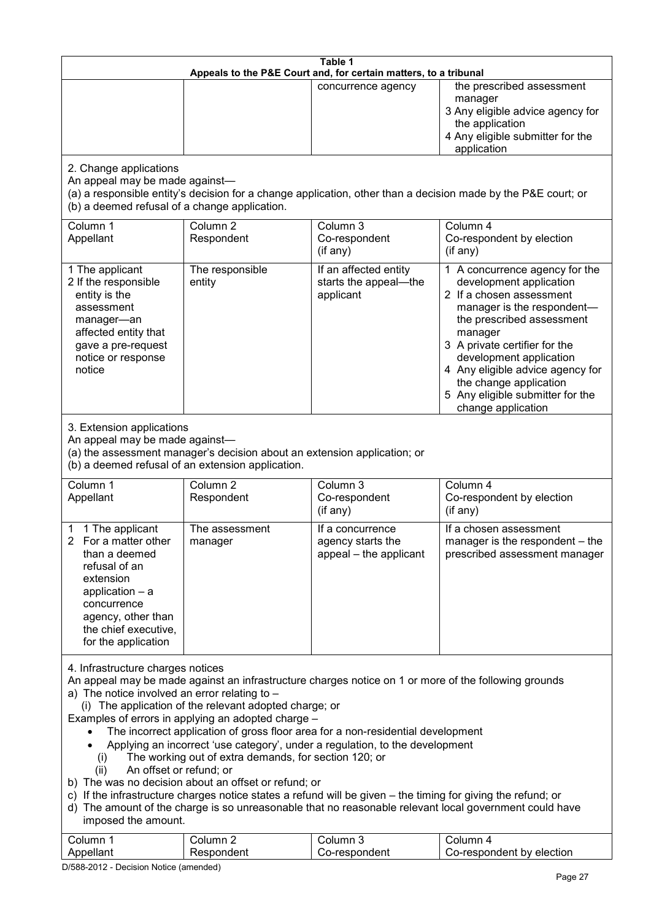**Table 1**
**Appeals to the P&E Court and, for certain matters, to a tribunal**

| | | | |
|---|---|---|---|
| | | concurrence agency | the prescribed assessment manager<br>3 Any eligible advice agency for the application<br>4 Any eligible submitter for the application |

2. Change applications

An appeal may be made against—

(a) a responsible entity's decision for a change application, other than a decision made by the P&E court; or

(b) a deemed refusal of a change application.

| Column 1<br>Appellant | Column 2<br>Respondent | Column 3<br>Co-respondent<br>(if any) | Column 4<br>Co-respondent by election<br>(if any) |
|---|---|---|---|
| 1 The applicant<br>2 If the responsible entity is the assessment manager—an affected entity that gave a pre-request notice or response notice | The responsible entity | If an affected entity starts the appeal—the applicant | 1 A concurrence agency for the development application<br>2 If a chosen assessment manager is the respondent—the prescribed assessment manager<br>3 A private certifier for the development application<br>4 Any eligible advice agency for the change application<br>5 Any eligible submitter for the change application |

3. Extension applications

An appeal may be made against—

(a) the assessment manager's decision about an extension application; or

(b) a deemed refusal of an extension application.

| Column 1<br>Appellant | Column 2<br>Respondent | Column 3<br>Co-respondent<br>(if any) | Column 4<br>Co-respondent by election<br>(if any) |
|---|---|---|---|
| 1 1 The applicant<br>2 For a matter other than a deemed refusal of an extension application – a concurrence agency, other than the chief executive, for the application | The assessment manager | If a concurrence agency starts the appeal – the applicant | If a chosen assessment manager is the respondent – the prescribed assessment manager |

4. Infrastructure charges notices

An appeal may be made against an infrastructure charges notice on 1 or more of the following grounds

a) The notice involved an error relating to –
   (i) The application of the relevant adopted charge; or

Examples of errors in applying an adopted charge –

- The incorrect application of gross floor area for a non-residential development
- Applying an incorrect 'use category', under a regulation, to the development
   (i) The working out of extra demands, for section 120; or
   (ii) An offset or refund; or

b) The was no decision about an offset or refund; or

c) If the infrastructure charges notice states a refund will be given – the timing for giving the refund; or

d) The amount of the charge is so unreasonable that no reasonable relevant local government could have imposed the amount.

| Column 1<br>Appellant | Column 2<br>Respondent | Column 3<br>Co-respondent | Column 4<br>Co-respondent by election |
|---|---|---|---|

D/588-2012 - Decision Notice (amended)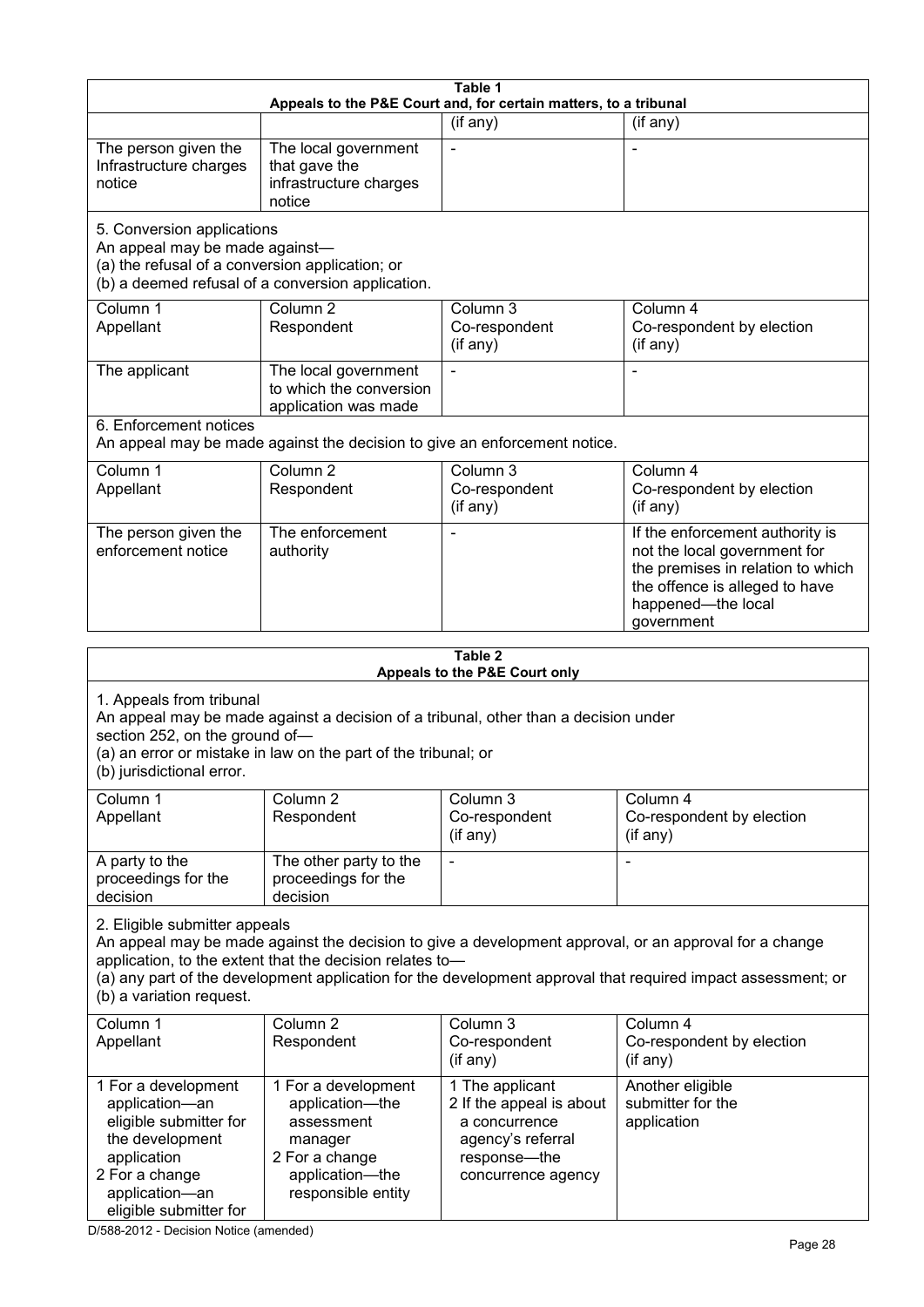**Table 1**
**Appeals to the P&E Court and, for certain matters, to a tribunal**

| | | (if any) | (if any) |
|---|---|---|---|
| The person given the Infrastructure charges notice | The local government that gave the infrastructure charges notice | - | - |

5. Conversion applications
An appeal may be made against—
(a) the refusal of a conversion application; or
(b) a deemed refusal of a conversion application.

| Column 1 Appellant | Column 2 Respondent | Column 3 Co-respondent (if any) | Column 4 Co-respondent by election (if any) |
|---|---|---|---|
| The applicant | The local government to which the conversion application was made | - | - |

6. Enforcement notices
An appeal may be made against the decision to give an enforcement notice.

| Column 1 Appellant | Column 2 Respondent | Column 3 Co-respondent (if any) | Column 4 Co-respondent by election (if any) |
|---|---|---|---|
| The person given the enforcement notice | The enforcement authority | - | If the enforcement authority is not the local government for the premises in relation to which the offence is alleged to have happened—the local government |

**Table 2**
**Appeals to the P&E Court only**

1. Appeals from tribunal
An appeal may be made against a decision of a tribunal, other than a decision under section 252, on the ground of—
(a) an error or mistake in law on the part of the tribunal; or
(b) jurisdictional error.

| Column 1 Appellant | Column 2 Respondent | Column 3 Co-respondent (if any) | Column 4 Co-respondent by election (if any) |
|---|---|---|---|
| A party to the proceedings for the decision | The other party to the proceedings for the decision | - | - |

2. Eligible submitter appeals
An appeal may be made against the decision to give a development approval, or an approval for a change application, to the extent that the decision relates to—
(a) any part of the development application for the development approval that required impact assessment; or
(b) a variation request.

| Column 1 Appellant | Column 2 Respondent | Column 3 Co-respondent (if any) | Column 4 Co-respondent by election (if any) |
|---|---|---|---|
| 1 For a development application—an eligible submitter for the development application<br>2 For a change application—an eligible submitter for | 1 For a development application—the assessment manager<br>2 For a change application—the responsible entity | 1 The applicant<br>2 If the appeal is about a concurrence agency's referral response—the concurrence agency | Another eligible submitter for the application |

D/588-2012 - Decision Notice (amended)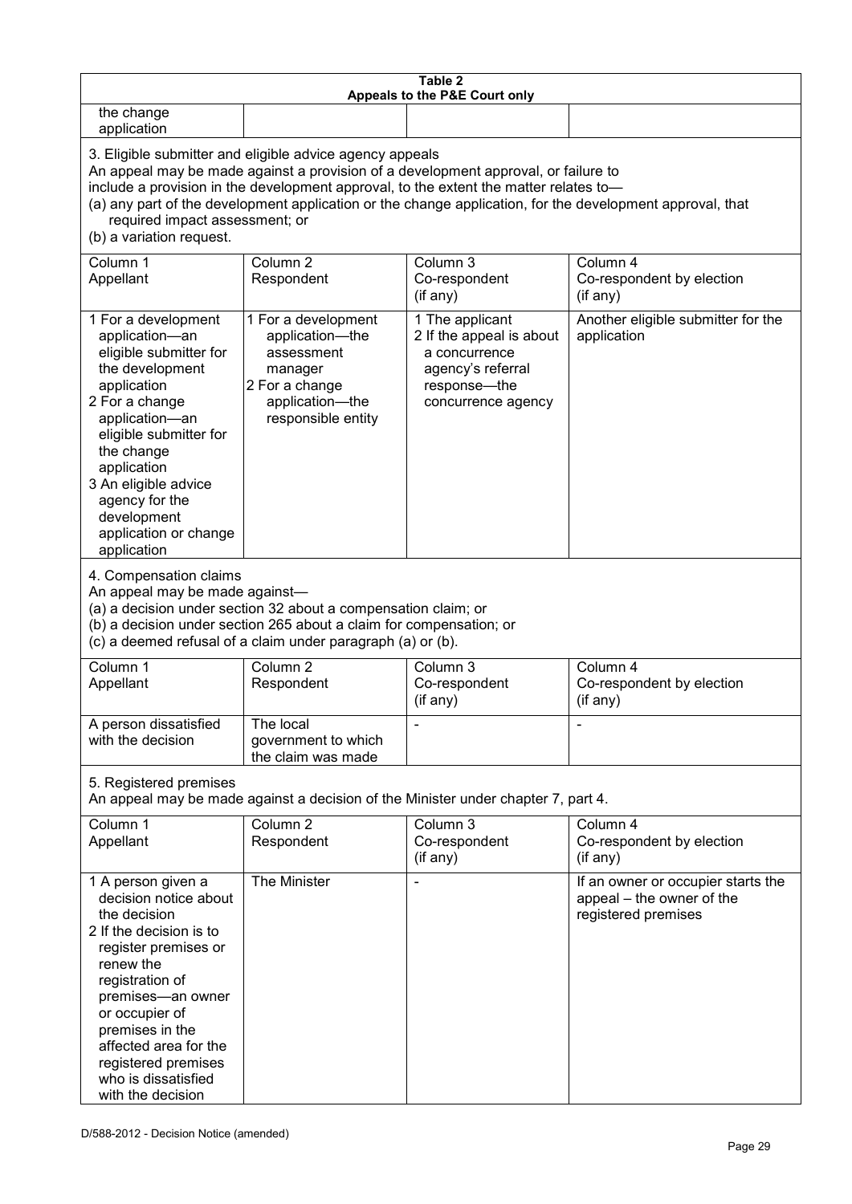**Table 2**
**Appeals to the P&E Court only**

| | | | |
|---|---|---|---|
| the change application | | | |

3. Eligible submitter and eligible advice agency appeals
An appeal may be made against a provision of a development approval, or failure to include a provision in the development approval, to the extent the matter relates to—
(a) any part of the development application or the change application, for the development approval, that required impact assessment; or
(b) a variation request.

| Column 1<br>Appellant | Column 2<br>Respondent | Column 3<br>Co-respondent<br>(if any) | Column 4<br>Co-respondent by election<br>(if any) |
|---|---|---|---|
| 1 For a development application—an eligible submitter for the development application<br>2 For a change application—an eligible submitter for the change application<br>3 An eligible advice agency for the development application or change application | 1 For a development application—the assessment manager<br>2 For a change application—the responsible entity | 1 The applicant<br>2 If the appeal is about a concurrence agency's referral response—the concurrence agency | Another eligible submitter for the application |

4. Compensation claims
An appeal may be made against—
(a) a decision under section 32 about a compensation claim; or
(b) a decision under section 265 about a claim for compensation; or
(c) a deemed refusal of a claim under paragraph (a) or (b).

| Column 1<br>Appellant | Column 2<br>Respondent | Column 3<br>Co-respondent<br>(if any) | Column 4<br>Co-respondent by election<br>(if any) |
|---|---|---|---|
| A person dissatisfied with the decision | The local government to which the claim was made | - | - |

5. Registered premises
An appeal may be made against a decision of the Minister under chapter 7, part 4.

| Column 1<br>Appellant | Column 2<br>Respondent | Column 3<br>Co-respondent<br>(if any) | Column 4<br>Co-respondent by election<br>(if any) |
|---|---|---|---|
| 1 A person given a decision notice about the decision<br>2 If the decision is to register premises or renew the registration of premises—an owner or occupier of premises in the affected area for the registered premises who is dissatisfied with the decision | The Minister | - | If an owner or occupier starts the appeal – the owner of the registered premises |

D/588-2012 - Decision Notice (amended)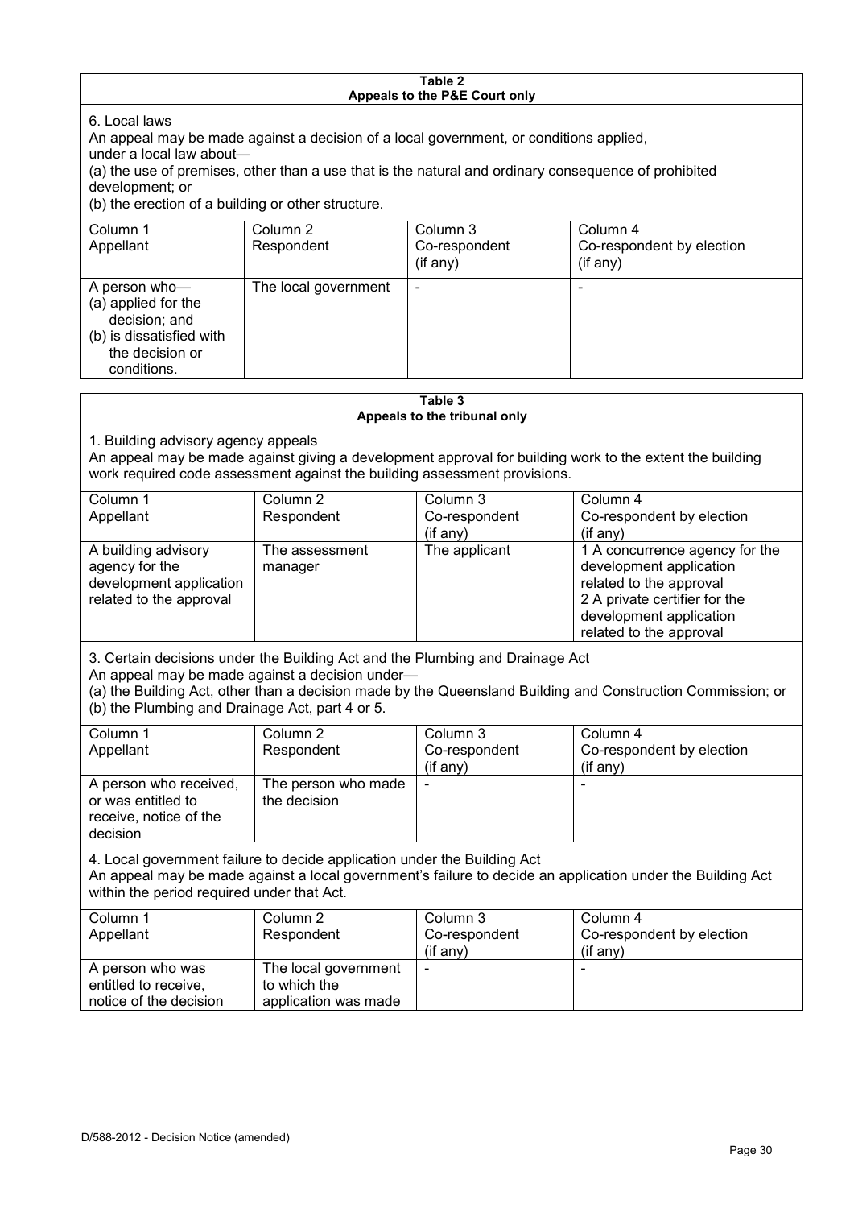**Table 2**
**Appeals to the P&E Court only**

6. Local laws

An appeal may be made against a decision of a local government, or conditions applied, under a local law about—

(a) the use of premises, other than a use that is the natural and ordinary consequence of prohibited development; or

(b) the erection of a building or other structure.

| Column 1<br>Appellant | Column 2<br>Respondent | Column 3<br>Co-respondent<br>(if any) | Column 4<br>Co-respondent by election<br>(if any) |
|---|---|---|---|
| A person who—<br>(a) applied for the decision; and<br>(b) is dissatisfied with the decision or conditions. | The local government | - | - |

**Table 3**
**Appeals to the tribunal only**

1. Building advisory agency appeals

An appeal may be made against giving a development approval for building work to the extent the building work required code assessment against the building assessment provisions.

| Column 1<br>Appellant | Column 2<br>Respondent | Column 3<br>Co-respondent<br>(if any) | Column 4<br>Co-respondent by election<br>(if any) |
|---|---|---|---|
| A building advisory agency for the development application related to the approval | The assessment manager | The applicant | 1 A concurrence agency for the development application related to the approval<br>2 A private certifier for the development application related to the approval |

3. Certain decisions under the Building Act and the Plumbing and Drainage Act

An appeal may be made against a decision under—

(a) the Building Act, other than a decision made by the Queensland Building and Construction Commission; or

(b) the Plumbing and Drainage Act, part 4 or 5.

| Column 1<br>Appellant | Column 2<br>Respondent | Column 3<br>Co-respondent<br>(if any) | Column 4<br>Co-respondent by election<br>(if any) |
|---|---|---|---|
| A person who received, or was entitled to receive, notice of the decision | The person who made the decision | - | - |

4. Local government failure to decide application under the Building Act

An appeal may be made against a local government's failure to decide an application under the Building Act within the period required under that Act.

| Column 1<br>Appellant | Column 2<br>Respondent | Column 3<br>Co-respondent<br>(if any) | Column 4<br>Co-respondent by election<br>(if any) |
|---|---|---|---|
| A person who was entitled to receive, notice of the decision | The local government to which the application was made | - | - |

D/588-2012 - Decision Notice (amended)